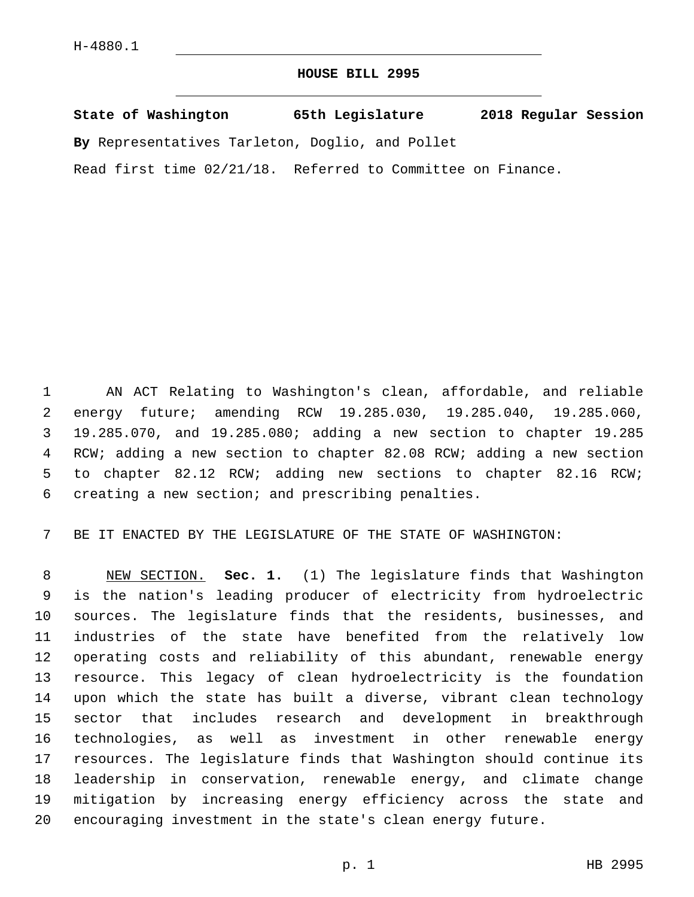H-4880.1

# HOUSE BILL 2995

**State of Washington 65th Legislature 2018 Regular Session**

**By** Representatives Tarleton, Doglio, and Pollet

Read first time 02/21/18. Referred to Committee on Finance.

AN ACT Relating to Washington's clean, affordable, and reliable energy future; amending RCW 19.285.030, 19.285.040, 19.285.060, 19.285.070, and 19.285.080; adding a new section to chapter 19.285 RCW; adding a new section to chapter 82.08 RCW; adding a new section to chapter 82.12 RCW; adding new sections to chapter 82.16 RCW; creating a new section; and prescribing penalties.

BE IT ENACTED BY THE LEGISLATURE OF THE STATE OF WASHINGTON:

NEW SECTION. **Sec. 1.** (1) The legislature finds that Washington is the nation's leading producer of electricity from hydroelectric sources. The legislature finds that the residents, businesses, and industries of the state have benefited from the relatively low operating costs and reliability of this abundant, renewable energy resource. This legacy of clean hydroelectricity is the foundation upon which the state has built a diverse, vibrant clean technology sector that includes research and development in breakthrough technologies, as well as investment in other renewable energy resources. The legislature finds that Washington should continue its leadership in conservation, renewable energy, and climate change mitigation by increasing energy efficiency across the state and encouraging investment in the state's clean energy future.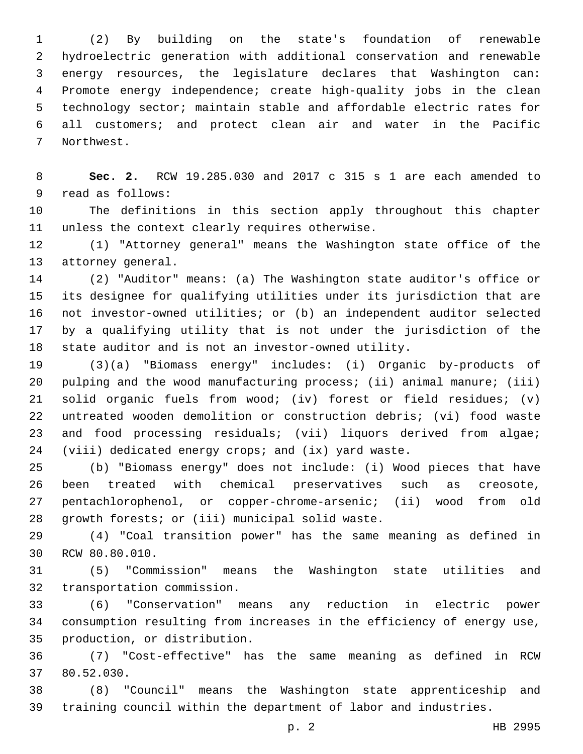(2) By building on the state's foundation of renewable hydroelectric generation with additional conservation and renewable energy resources, the legislature declares that Washington can: Promote energy independence; create high-quality jobs in the clean technology sector; maintain stable and affordable electric rates for all customers; and protect clean air and water in the Pacific Northwest.

**Sec. 2.** RCW 19.285.030 and 2017 c 315 s 1 are each amended to read as follows:

The definitions in this section apply throughout this chapter unless the context clearly requires otherwise.

(1) "Attorney general" means the Washington state office of the attorney general.

(2) "Auditor" means: (a) The Washington state auditor's office or its designee for qualifying utilities under its jurisdiction that are not investor-owned utilities; or (b) an independent auditor selected by a qualifying utility that is not under the jurisdiction of the state auditor and is not an investor-owned utility.

(3)(a) "Biomass energy" includes: (i) Organic by-products of pulping and the wood manufacturing process; (ii) animal manure; (iii) solid organic fuels from wood; (iv) forest or field residues; (v) untreated wooden demolition or construction debris; (vi) food waste and food processing residuals; (vii) liquors derived from algae; (viii) dedicated energy crops; and (ix) yard waste.

(b) "Biomass energy" does not include: (i) Wood pieces that have been treated with chemical preservatives such as creosote, pentachlorophenol, or copper-chrome-arsenic; (ii) wood from old growth forests; or (iii) municipal solid waste.

(4) "Coal transition power" has the same meaning as defined in RCW 80.80.010.

(5) "Commission" means the Washington state utilities and transportation commission.

(6) "Conservation" means any reduction in electric power consumption resulting from increases in the efficiency of energy use, production, or distribution.

(7) "Cost-effective" has the same meaning as defined in RCW 80.52.030.

(8) "Council" means the Washington state apprenticeship and training council within the department of labor and industries.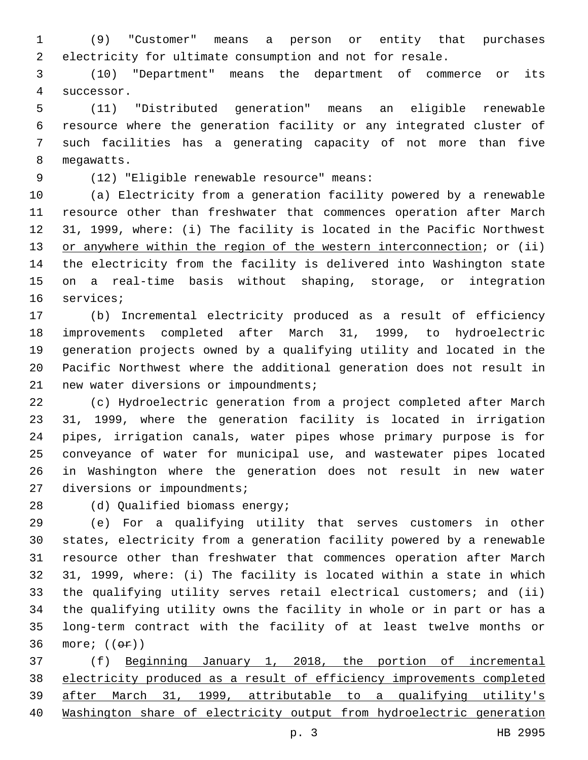(9) "Customer" means a person or entity that purchases electricity for ultimate consumption and not for resale.

(10) "Department" means the department of commerce or its successor.

(11) "Distributed generation" means an eligible renewable resource where the generation facility or any integrated cluster of such facilities has a generating capacity of not more than five megawatts.

(12) "Eligible renewable resource" means:

(a) Electricity from a generation facility powered by a renewable resource other than freshwater that commences operation after March 31, 1999, where: (i) The facility is located in the Pacific Northwest <u>or anywhere within the region of the western interconnection</u>; or (ii) the electricity from the facility is delivered into Washington state on a real-time basis without shaping, storage, or integration services;

(b) Incremental electricity produced as a result of efficiency improvements completed after March 31, 1999, to hydroelectric generation projects owned by a qualifying utility and located in the Pacific Northwest where the additional generation does not result in new water diversions or impoundments;

(c) Hydroelectric generation from a project completed after March 31, 1999, where the generation facility is located in irrigation pipes, irrigation canals, water pipes whose primary purpose is for conveyance of water for municipal use, and wastewater pipes located in Washington where the generation does not result in new water diversions or impoundments;

(d) Qualified biomass energy;

(e) For a qualifying utility that serves customers in other states, electricity from a generation facility powered by a renewable resource other than freshwater that commences operation after March 31, 1999, where: (i) The facility is located within a state in which the qualifying utility serves retail electrical customers; and (ii) the qualifying utility owns the facility in whole or in part or has a long-term contract with the facility of at least twelve months or more; ((~~or~~))

(f) <u>Beginning January 1, 2018, the portion of incremental electricity produced as a result of efficiency improvements completed after March 31, 1999, attributable to a qualifying utility's Washington share of electricity output from hydroelectric generation</u>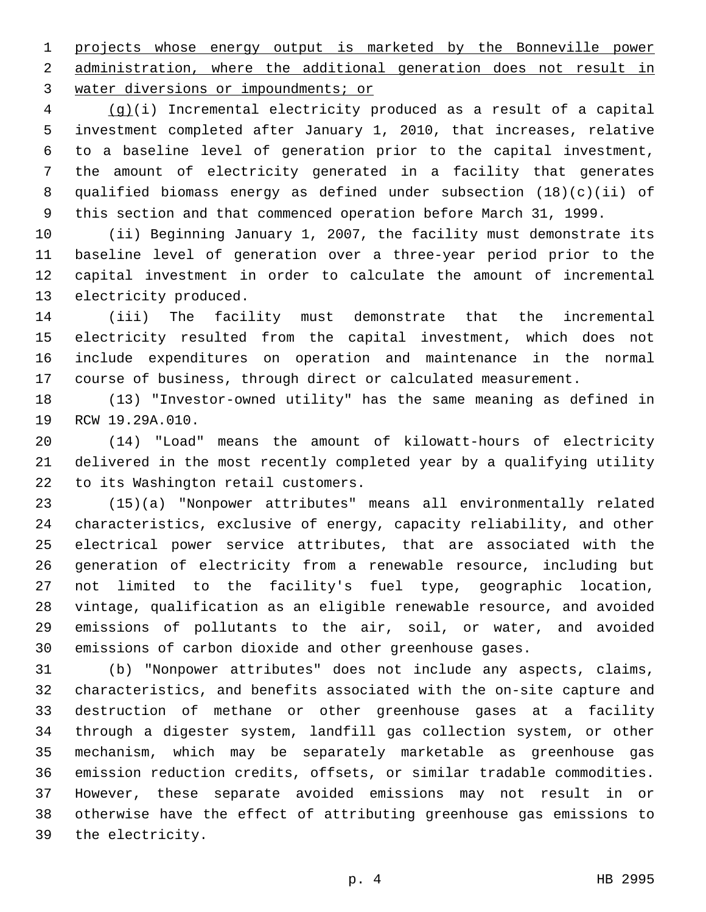projects whose energy output is marketed by the Bonneville power administration, where the additional generation does not result in water diversions or impoundments; or

(g)(i) Incremental electricity produced as a result of a capital investment completed after January 1, 2010, that increases, relative to a baseline level of generation prior to the capital investment, the amount of electricity generated in a facility that generates qualified biomass energy as defined under subsection (18)(c)(ii) of this section and that commenced operation before March 31, 1999.

(ii) Beginning January 1, 2007, the facility must demonstrate its baseline level of generation over a three-year period prior to the capital investment in order to calculate the amount of incremental electricity produced.

(iii) The facility must demonstrate that the incremental electricity resulted from the capital investment, which does not include expenditures on operation and maintenance in the normal course of business, through direct or calculated measurement.

(13) "Investor-owned utility" has the same meaning as defined in RCW 19.29A.010.

(14) "Load" means the amount of kilowatt-hours of electricity delivered in the most recently completed year by a qualifying utility to its Washington retail customers.

(15)(a) "Nonpower attributes" means all environmentally related characteristics, exclusive of energy, capacity reliability, and other electrical power service attributes, that are associated with the generation of electricity from a renewable resource, including but not limited to the facility's fuel type, geographic location, vintage, qualification as an eligible renewable resource, and avoided emissions of pollutants to the air, soil, or water, and avoided emissions of carbon dioxide and other greenhouse gases.

(b) "Nonpower attributes" does not include any aspects, claims, characteristics, and benefits associated with the on-site capture and destruction of methane or other greenhouse gases at a facility through a digester system, landfill gas collection system, or other mechanism, which may be separately marketable as greenhouse gas emission reduction credits, offsets, or similar tradable commodities. However, these separate avoided emissions may not result in or otherwise have the effect of attributing greenhouse gas emissions to the electricity.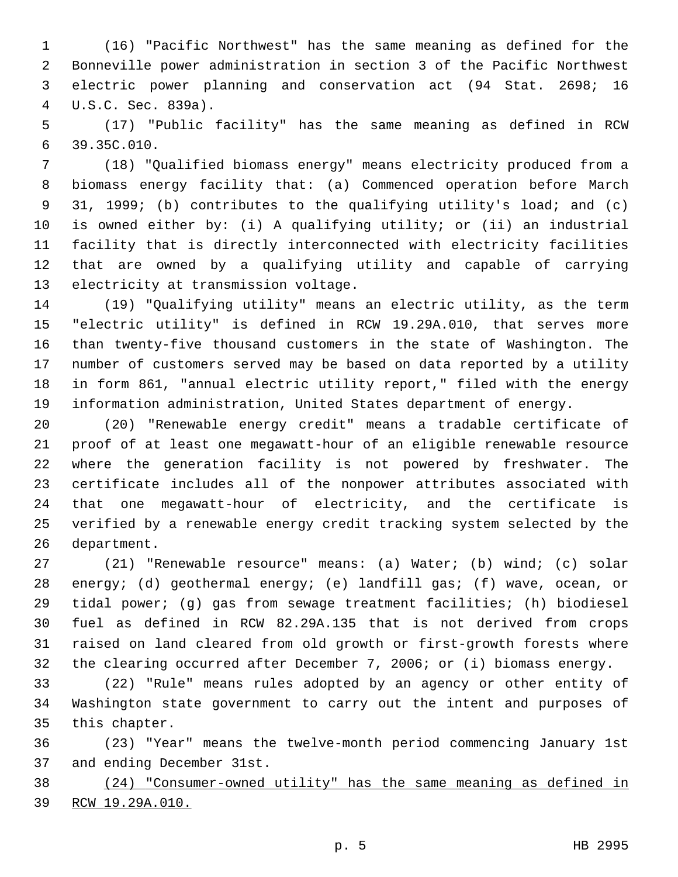(16) "Pacific Northwest" has the same meaning as defined for the Bonneville power administration in section 3 of the Pacific Northwest electric power planning and conservation act (94 Stat. 2698; 16 U.S.C. Sec. 839a).

(17) "Public facility" has the same meaning as defined in RCW 39.35C.010.

(18) "Qualified biomass energy" means electricity produced from a biomass energy facility that: (a) Commenced operation before March 31, 1999; (b) contributes to the qualifying utility's load; and (c) is owned either by: (i) A qualifying utility; or (ii) an industrial facility that is directly interconnected with electricity facilities that are owned by a qualifying utility and capable of carrying electricity at transmission voltage.

(19) "Qualifying utility" means an electric utility, as the term "electric utility" is defined in RCW 19.29A.010, that serves more than twenty-five thousand customers in the state of Washington. The number of customers served may be based on data reported by a utility in form 861, "annual electric utility report," filed with the energy information administration, United States department of energy.

(20) "Renewable energy credit" means a tradable certificate of proof of at least one megawatt-hour of an eligible renewable resource where the generation facility is not powered by freshwater. The certificate includes all of the nonpower attributes associated with that one megawatt-hour of electricity, and the certificate is verified by a renewable energy credit tracking system selected by the department.

(21) "Renewable resource" means: (a) Water; (b) wind; (c) solar energy; (d) geothermal energy; (e) landfill gas; (f) wave, ocean, or tidal power; (g) gas from sewage treatment facilities; (h) biodiesel fuel as defined in RCW 82.29A.135 that is not derived from crops raised on land cleared from old growth or first-growth forests where the clearing occurred after December 7, 2006; or (i) biomass energy.

(22) "Rule" means rules adopted by an agency or other entity of Washington state government to carry out the intent and purposes of this chapter.

(23) "Year" means the twelve-month period commencing January 1st and ending December 31st.

<u>(24) "Consumer-owned utility" has the same meaning as defined in RCW 19.29A.010.</u>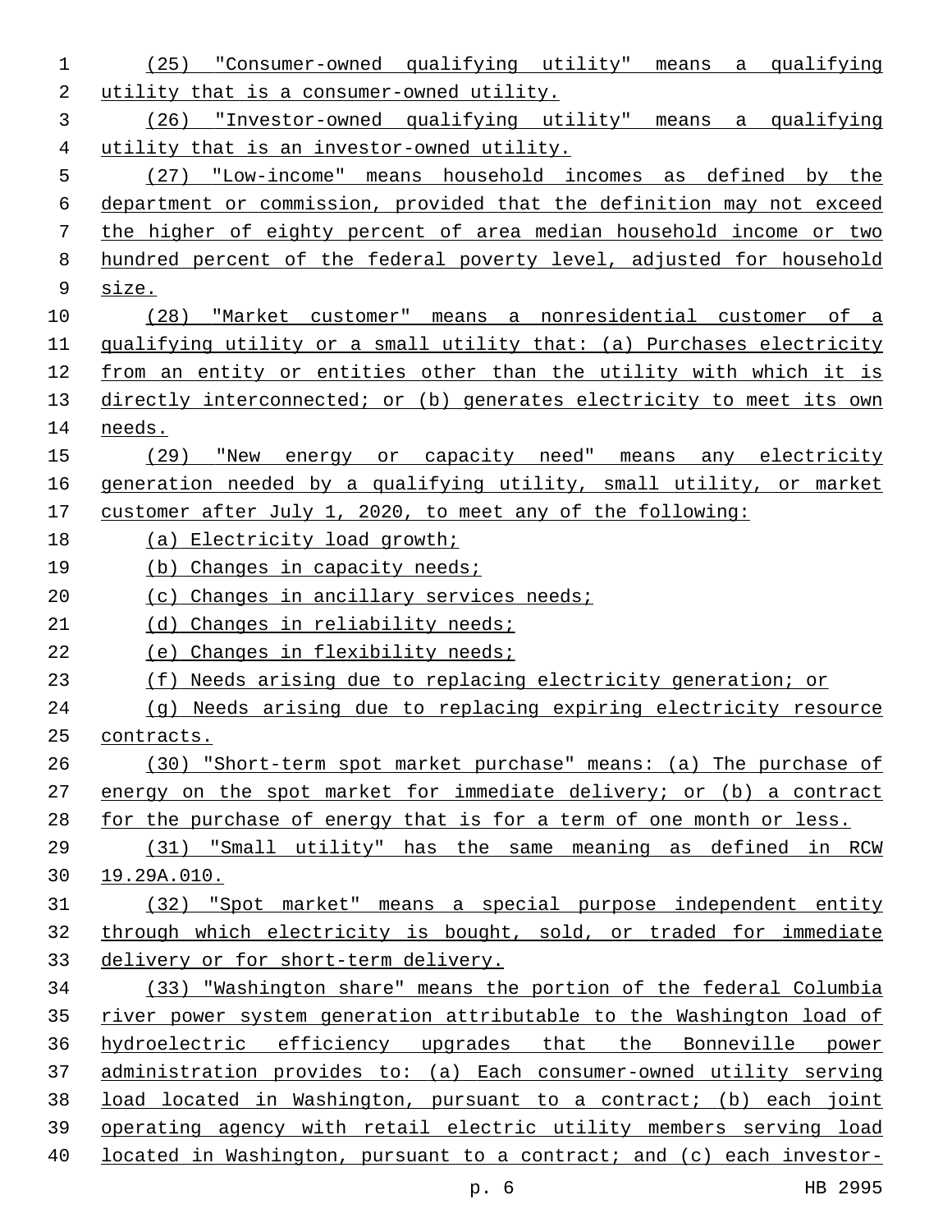(25) "Consumer-owned qualifying utility" means a qualifying utility that is a consumer-owned utility.

(26) "Investor-owned qualifying utility" means a qualifying utility that is an investor-owned utility.

(27) "Low-income" means household incomes as defined by the department or commission, provided that the definition may not exceed the higher of eighty percent of area median household income or two hundred percent of the federal poverty level, adjusted for household size.

(28) "Market customer" means a nonresidential customer of a qualifying utility or a small utility that: (a) Purchases electricity from an entity or entities other than the utility with which it is directly interconnected; or (b) generates electricity to meet its own needs.

(29) "New energy or capacity need" means any electricity generation needed by a qualifying utility, small utility, or market customer after July 1, 2020, to meet any of the following:

(a) Electricity load growth;

(b) Changes in capacity needs;

(c) Changes in ancillary services needs;

(d) Changes in reliability needs;

(e) Changes in flexibility needs;

(f) Needs arising due to replacing electricity generation; or

(g) Needs arising due to replacing expiring electricity resource contracts.

(30) "Short-term spot market purchase" means: (a) The purchase of energy on the spot market for immediate delivery; or (b) a contract for the purchase of energy that is for a term of one month or less.

(31) "Small utility" has the same meaning as defined in RCW 19.29A.010.

(32) "Spot market" means a special purpose independent entity through which electricity is bought, sold, or traded for immediate delivery or for short-term delivery.

(33) "Washington share" means the portion of the federal Columbia river power system generation attributable to the Washington load of hydroelectric efficiency upgrades that the Bonneville power administration provides to: (a) Each consumer-owned utility serving load located in Washington, pursuant to a contract; (b) each joint operating agency with retail electric utility members serving load located in Washington, pursuant to a contract; and (c) each investor-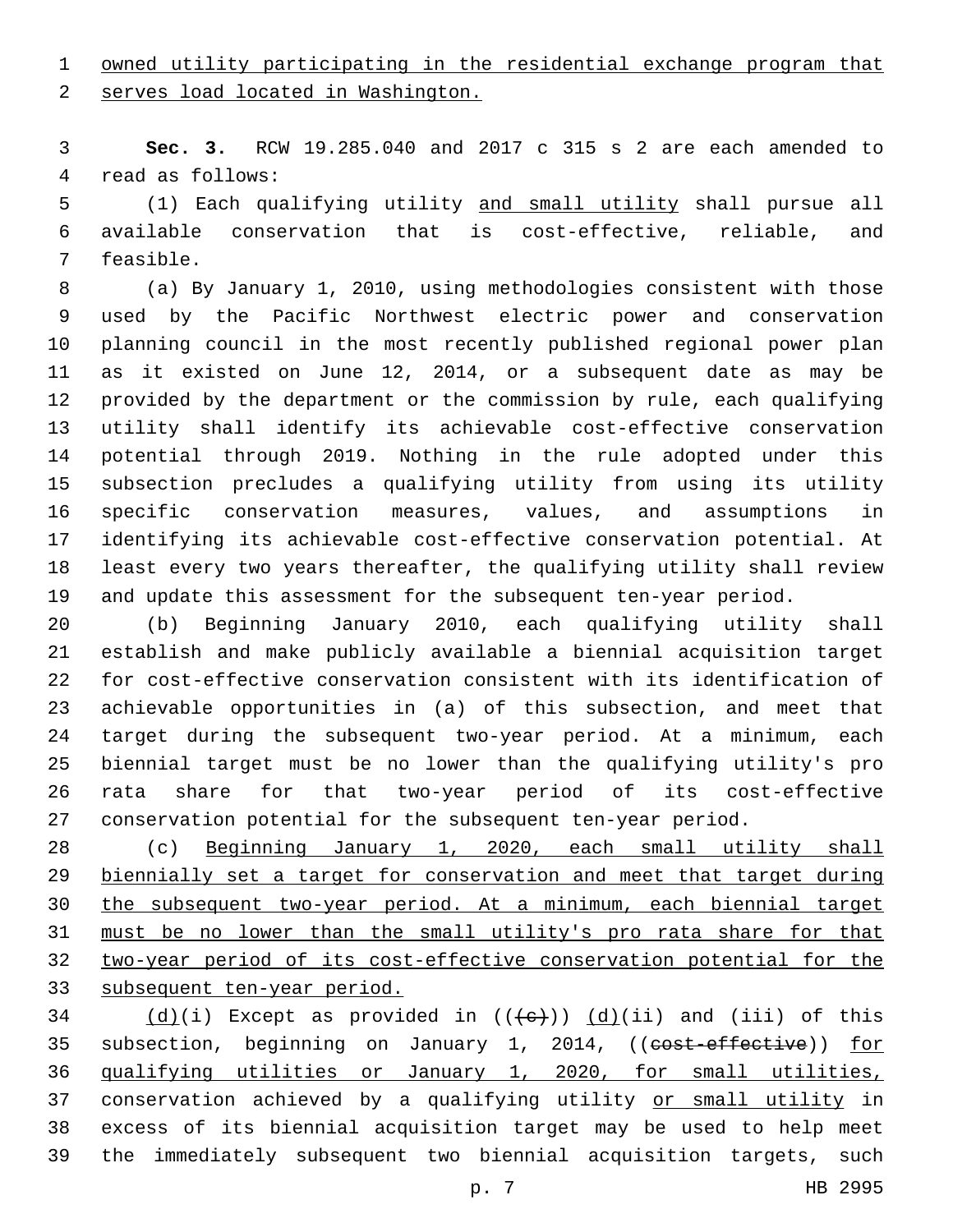owned utility participating in the residential exchange program that serves load located in Washington.

**Sec. 3.** RCW 19.285.040 and 2017 c 315 s 2 are each amended to read as follows:

(1) Each qualifying utility and small utility shall pursue all available conservation that is cost-effective, reliable, and feasible.

(a) By January 1, 2010, using methodologies consistent with those used by the Pacific Northwest electric power and conservation planning council in the most recently published regional power plan as it existed on June 12, 2014, or a subsequent date as may be provided by the department or the commission by rule, each qualifying utility shall identify its achievable cost-effective conservation potential through 2019. Nothing in the rule adopted under this subsection precludes a qualifying utility from using its utility specific conservation measures, values, and assumptions in identifying its achievable cost-effective conservation potential. At least every two years thereafter, the qualifying utility shall review and update this assessment for the subsequent ten-year period.

(b) Beginning January 2010, each qualifying utility shall establish and make publicly available a biennial acquisition target for cost-effective conservation consistent with its identification of achievable opportunities in (a) of this subsection, and meet that target during the subsequent two-year period. At a minimum, each biennial target must be no lower than the qualifying utility's pro rata share for that two-year period of its cost-effective conservation potential for the subsequent ten-year period.

(c) Beginning January 1, 2020, each small utility shall biennially set a target for conservation and meet that target during the subsequent two-year period. At a minimum, each biennial target must be no lower than the small utility's pro rata share for that two-year period of its cost-effective conservation potential for the subsequent ten-year period.

(d)(i) Except as provided in ((~~(c)~~)) (d)(ii) and (iii) of this subsection, beginning on January 1, 2014, ((~~cost-effective~~)) for qualifying utilities or January 1, 2020, for small utilities, conservation achieved by a qualifying utility or small utility in excess of its biennial acquisition target may be used to help meet the immediately subsequent two biennial acquisition targets, such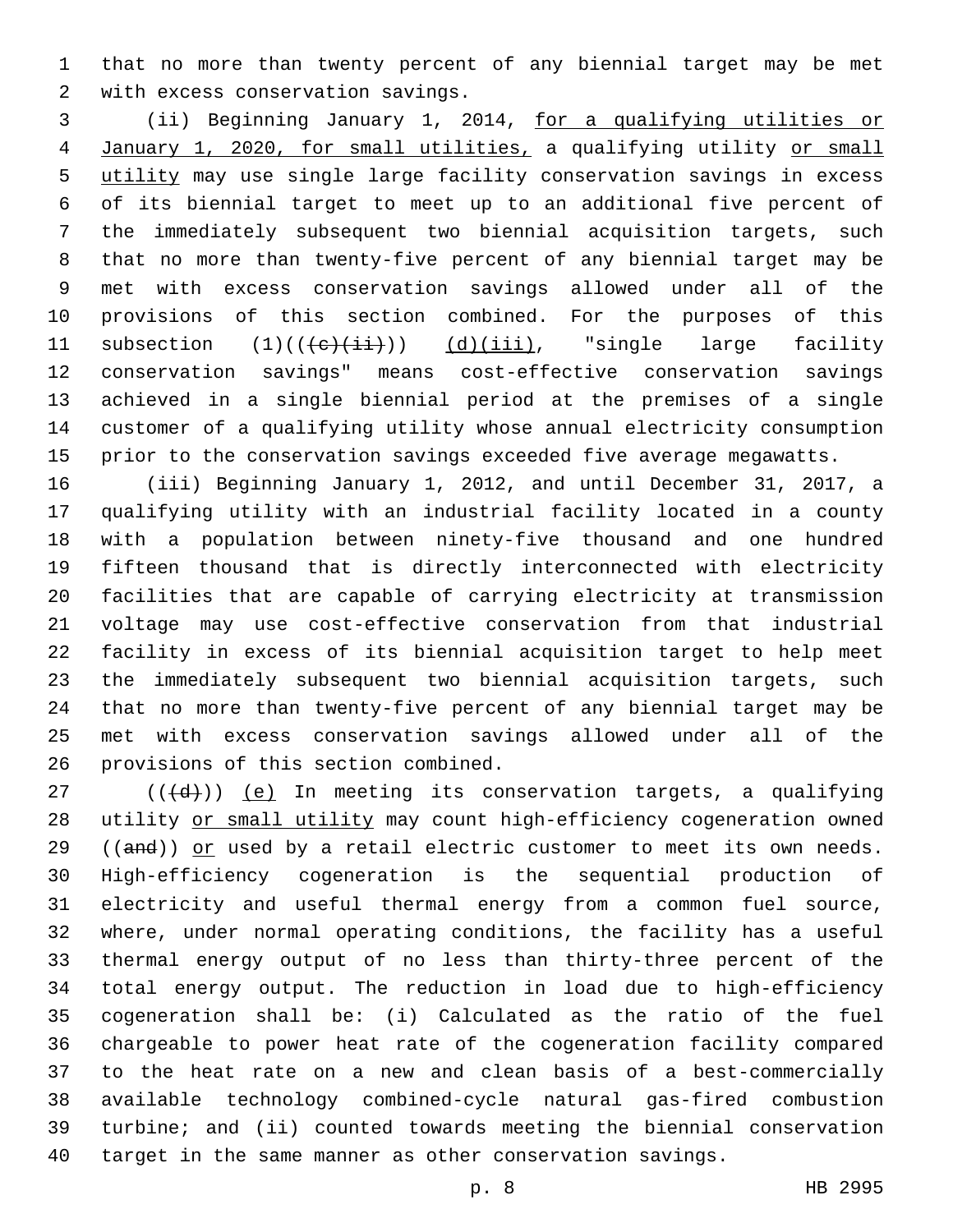that no more than twenty percent of any biennial target may be met with excess conservation savings.

(ii) Beginning January 1, 2014, for a qualifying utilities or January 1, 2020, for small utilities, a qualifying utility or small utility may use single large facility conservation savings in excess of its biennial target to meet up to an additional five percent of the immediately subsequent two biennial acquisition targets, such that no more than twenty-five percent of any biennial target may be met with excess conservation savings allowed under all of the provisions of this section combined. For the purposes of this subsection (1)(((c)(ii))) (d)(iii), "single large facility conservation savings" means cost-effective conservation savings achieved in a single biennial period at the premises of a single customer of a qualifying utility whose annual electricity consumption prior to the conservation savings exceeded five average megawatts.

(iii) Beginning January 1, 2012, and until December 31, 2017, a qualifying utility with an industrial facility located in a county with a population between ninety-five thousand and one hundred fifteen thousand that is directly interconnected with electricity facilities that are capable of carrying electricity at transmission voltage may use cost-effective conservation from that industrial facility in excess of its biennial acquisition target to help meet the immediately subsequent two biennial acquisition targets, such that no more than twenty-five percent of any biennial target may be met with excess conservation savings allowed under all of the provisions of this section combined.

(((d))) (e) In meeting its conservation targets, a qualifying utility or small utility may count high-efficiency cogeneration owned ((and)) or used by a retail electric customer to meet its own needs. High-efficiency cogeneration is the sequential production of electricity and useful thermal energy from a common fuel source, where, under normal operating conditions, the facility has a useful thermal energy output of no less than thirty-three percent of the total energy output. The reduction in load due to high-efficiency cogeneration shall be: (i) Calculated as the ratio of the fuel chargeable to power heat rate of the cogeneration facility compared to the heat rate on a new and clean basis of a best-commercially available technology combined-cycle natural gas-fired combustion turbine; and (ii) counted towards meeting the biennial conservation target in the same manner as other conservation savings.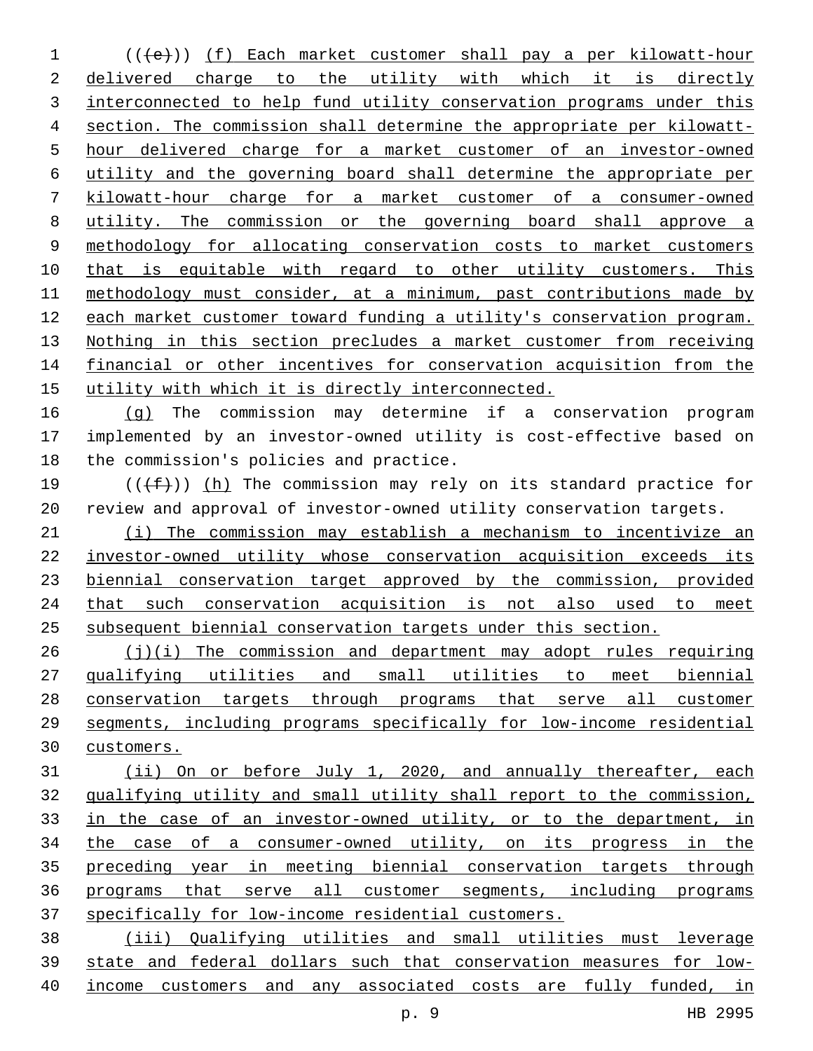((~~(e)~~)) (f) Each market customer shall pay a per kilowatt-hour delivered charge to the utility with which it is directly interconnected to help fund utility conservation programs under this section. The commission shall determine the appropriate per kilowatt-hour delivered charge for a market customer of an investor-owned utility and the governing board shall determine the appropriate per kilowatt-hour charge for a market customer of a consumer-owned utility. The commission or the governing board shall approve a methodology for allocating conservation costs to market customers that is equitable with regard to other utility customers. This methodology must consider, at a minimum, past contributions made by each market customer toward funding a utility's conservation program. Nothing in this section precludes a market customer from receiving financial or other incentives for conservation acquisition from the utility with which it is directly interconnected.

(g) The commission may determine if a conservation program implemented by an investor-owned utility is cost-effective based on the commission's policies and practice.

((~~(f)~~)) (h) The commission may rely on its standard practice for review and approval of investor-owned utility conservation targets.

(i) The commission may establish a mechanism to incentivize an investor-owned utility whose conservation acquisition exceeds its biennial conservation target approved by the commission, provided that such conservation acquisition is not also used to meet subsequent biennial conservation targets under this section.

(j)(i) The commission and department may adopt rules requiring qualifying utilities and small utilities to meet biennial conservation targets through programs that serve all customer segments, including programs specifically for low-income residential customers.

(ii) On or before July 1, 2020, and annually thereafter, each qualifying utility and small utility shall report to the commission, in the case of an investor-owned utility, or to the department, in the case of a consumer-owned utility, on its progress in the preceding year in meeting biennial conservation targets through programs that serve all customer segments, including programs specifically for low-income residential customers.

(iii) Qualifying utilities and small utilities must leverage state and federal dollars such that conservation measures for low-income customers and any associated costs are fully funded, in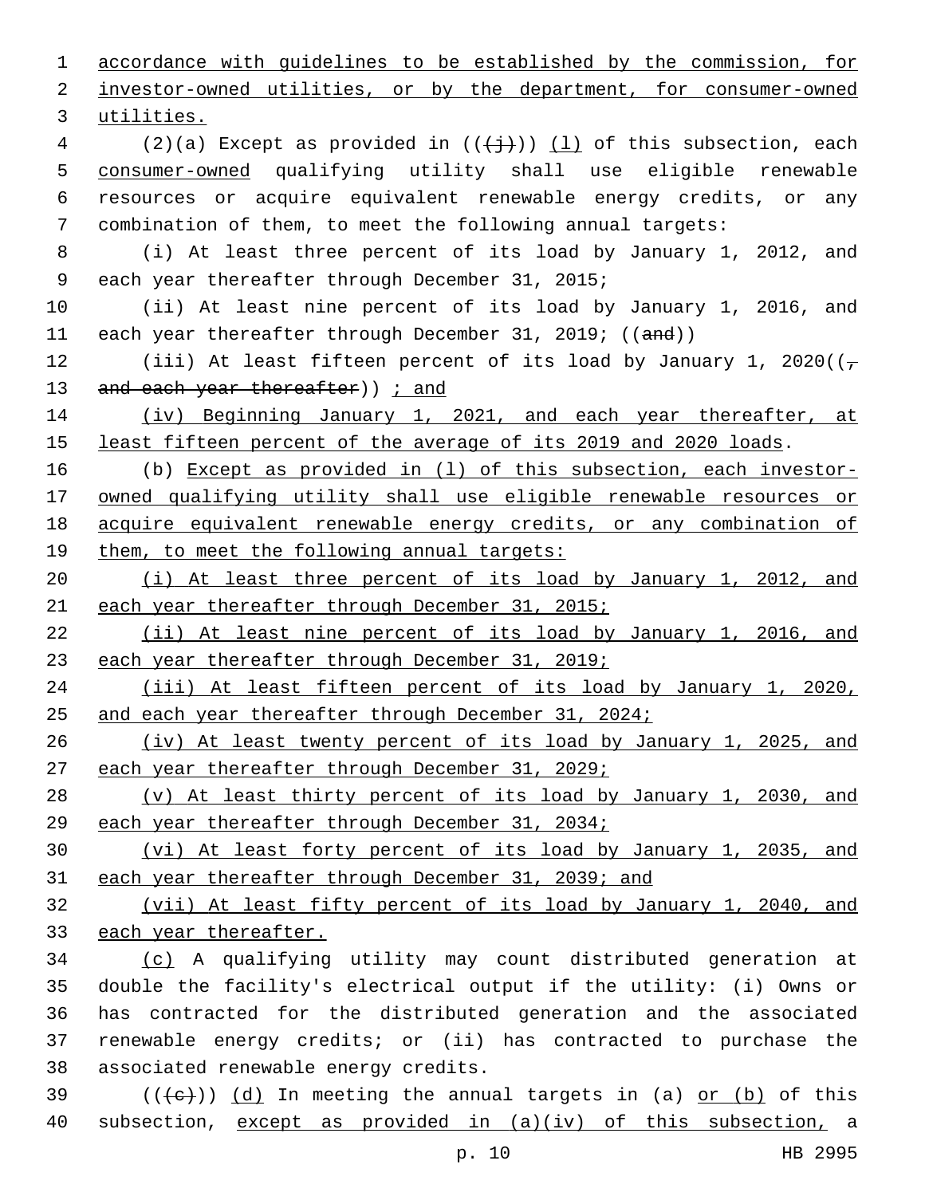accordance with guidelines to be established by the commission, for investor-owned utilities, or by the department, for consumer-owned utilities.

(2)(a) Except as provided in (((j))) (l) of this subsection, each consumer-owned qualifying utility shall use eligible renewable resources or acquire equivalent renewable energy credits, or any combination of them, to meet the following annual targets:

(i) At least three percent of its load by January 1, 2012, and each year thereafter through December 31, 2015;

(ii) At least nine percent of its load by January 1, 2016, and each year thereafter through December 31, 2019; ((and))

(iii) At least fifteen percent of its load by January 1, 2020((, and each year thereafter)) ; and

(iv) Beginning January 1, 2021, and each year thereafter, at least fifteen percent of the average of its 2019 and 2020 loads.

(b) Except as provided in (l) of this subsection, each investor-owned qualifying utility shall use eligible renewable resources or acquire equivalent renewable energy credits, or any combination of them, to meet the following annual targets:

(i) At least three percent of its load by January 1, 2012, and each year thereafter through December 31, 2015;

(ii) At least nine percent of its load by January 1, 2016, and each year thereafter through December 31, 2019;

(iii) At least fifteen percent of its load by January 1, 2020, and each year thereafter through December 31, 2024;

(iv) At least twenty percent of its load by January 1, 2025, and each year thereafter through December 31, 2029;

(v) At least thirty percent of its load by January 1, 2030, and each year thereafter through December 31, 2034;

(vi) At least forty percent of its load by January 1, 2035, and each year thereafter through December 31, 2039; and

(vii) At least fifty percent of its load by January 1, 2040, and each year thereafter.

(c) A qualifying utility may count distributed generation at double the facility's electrical output if the utility: (i) Owns or has contracted for the distributed generation and the associated renewable energy credits; or (ii) has contracted to purchase the associated renewable energy credits.

(((c))) (d) In meeting the annual targets in (a) or (b) of this subsection, except as provided in (a)(iv) of this subsection, a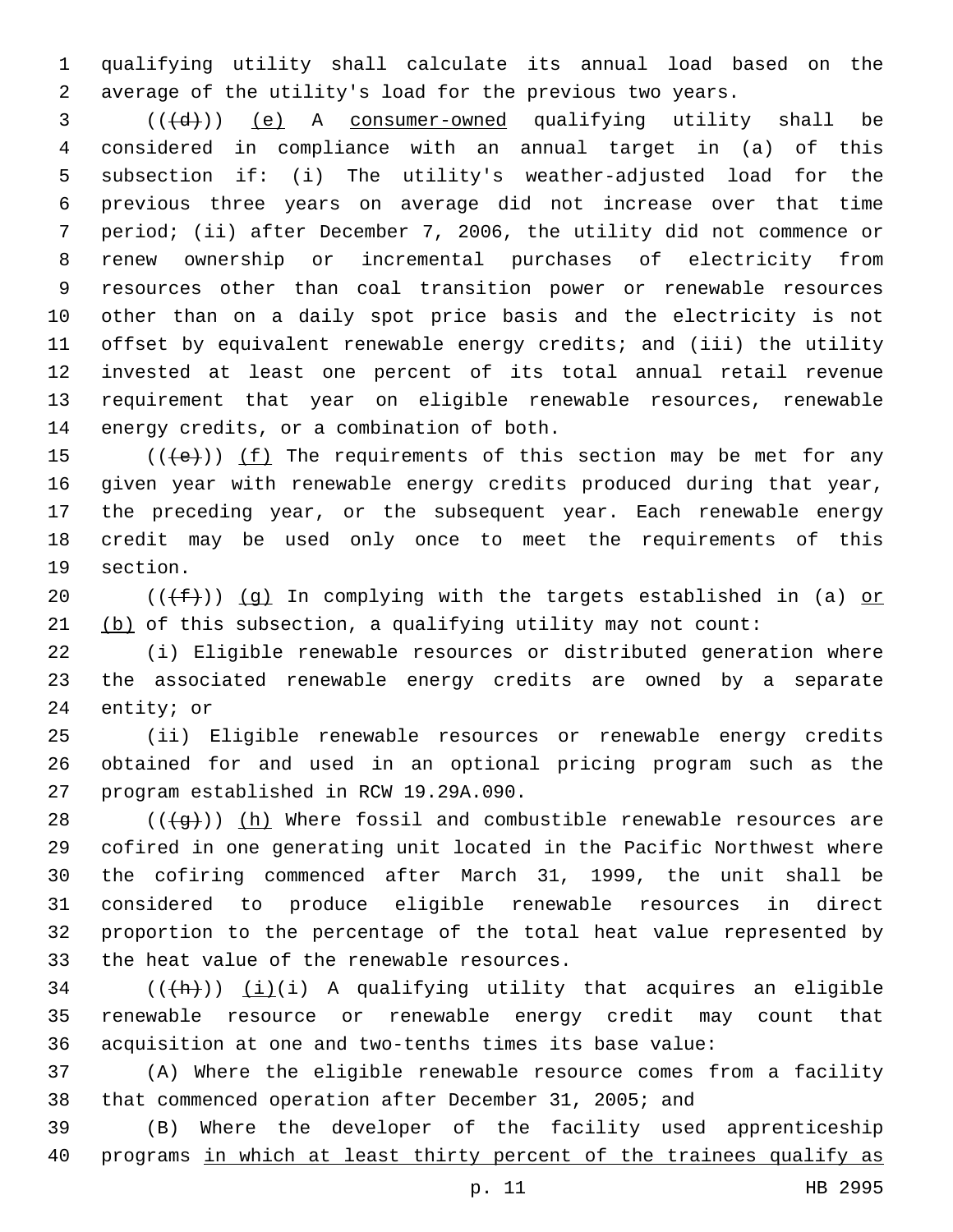qualifying utility shall calculate its annual load based on the average of the utility's load for the previous two years.

(((d))) (e) A consumer-owned qualifying utility shall be considered in compliance with an annual target in (a) of this subsection if: (i) The utility's weather-adjusted load for the previous three years on average did not increase over that time period; (ii) after December 7, 2006, the utility did not commence or renew ownership or incremental purchases of electricity from resources other than coal transition power or renewable resources other than on a daily spot price basis and the electricity is not offset by equivalent renewable energy credits; and (iii) the utility invested at least one percent of its total annual retail revenue requirement that year on eligible renewable resources, renewable energy credits, or a combination of both.

(((e))) (f) The requirements of this section may be met for any given year with renewable energy credits produced during that year, the preceding year, or the subsequent year. Each renewable energy credit may be used only once to meet the requirements of this section.

(((f))) (g) In complying with the targets established in (a) or (b) of this subsection, a qualifying utility may not count:

(i) Eligible renewable resources or distributed generation where the associated renewable energy credits are owned by a separate entity; or

(ii) Eligible renewable resources or renewable energy credits obtained for and used in an optional pricing program such as the program established in RCW 19.29A.090.

(((g))) (h) Where fossil and combustible renewable resources are cofired in one generating unit located in the Pacific Northwest where the cofiring commenced after March 31, 1999, the unit shall be considered to produce eligible renewable resources in direct proportion to the percentage of the total heat value represented by the heat value of the renewable resources.

(((h))) (i)(i) A qualifying utility that acquires an eligible renewable resource or renewable energy credit may count that acquisition at one and two-tenths times its base value:

(A) Where the eligible renewable resource comes from a facility that commenced operation after December 31, 2005; and

(B) Where the developer of the facility used apprenticeship programs in which at least thirty percent of the trainees qualify as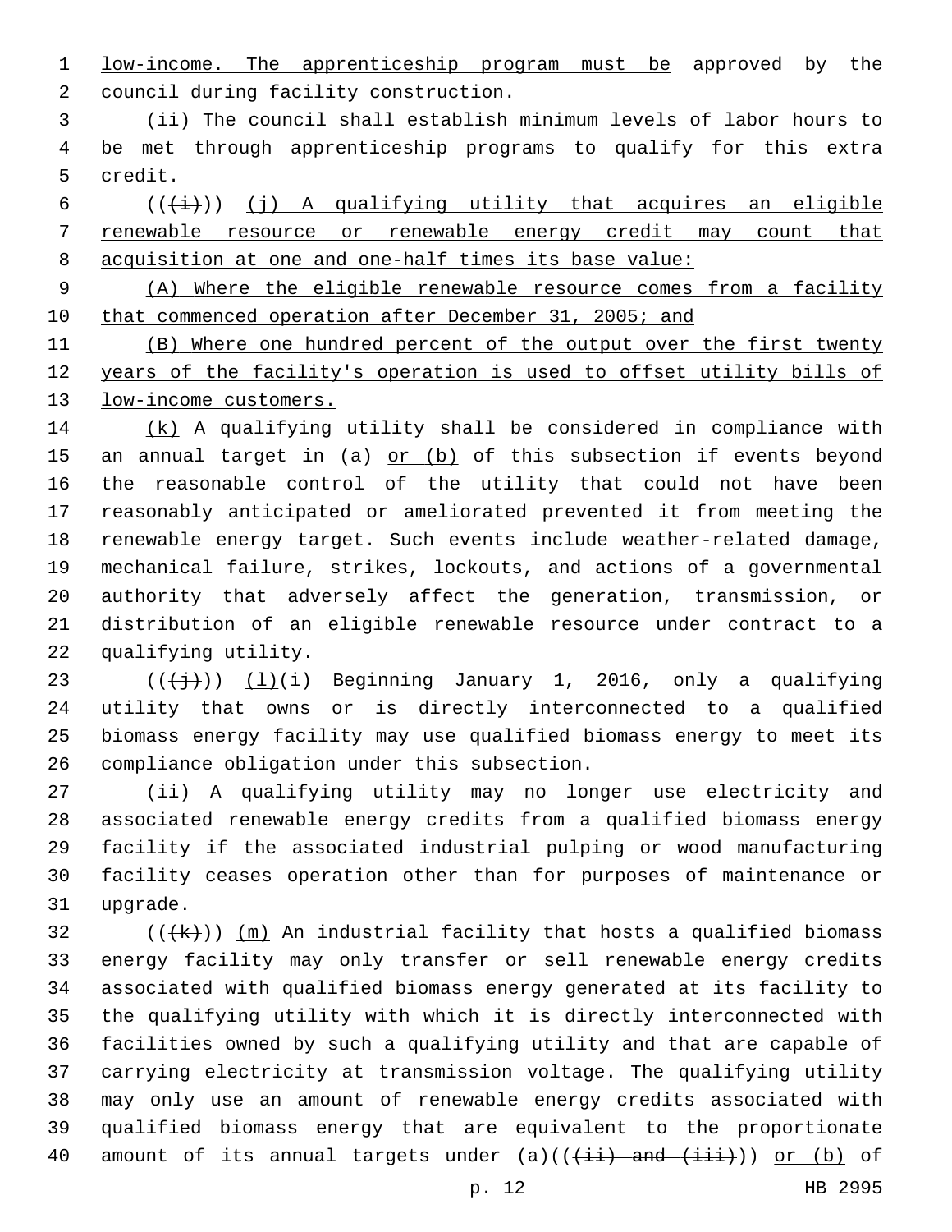low-income. The apprenticeship program must be approved by the council during facility construction.

(ii) The council shall establish minimum levels of labor hours to be met through apprenticeship programs to qualify for this extra credit.

((~~(i)~~)) (j) A qualifying utility that acquires an eligible renewable resource or renewable energy credit may count that acquisition at one and one-half times its base value:

(A) Where the eligible renewable resource comes from a facility that commenced operation after December 31, 2005; and

(B) Where one hundred percent of the output over the first twenty years of the facility's operation is used to offset utility bills of low-income customers.

(k) A qualifying utility shall be considered in compliance with an annual target in (a) or (b) of this subsection if events beyond the reasonable control of the utility that could not have been reasonably anticipated or ameliorated prevented it from meeting the renewable energy target. Such events include weather-related damage, mechanical failure, strikes, lockouts, and actions of a governmental authority that adversely affect the generation, transmission, or distribution of an eligible renewable resource under contract to a qualifying utility.

((~~(j)~~)) (l)(i) Beginning January 1, 2016, only a qualifying utility that owns or is directly interconnected to a qualified biomass energy facility may use qualified biomass energy to meet its compliance obligation under this subsection.

(ii) A qualifying utility may no longer use electricity and associated renewable energy credits from a qualified biomass energy facility if the associated industrial pulping or wood manufacturing facility ceases operation other than for purposes of maintenance or upgrade.

((~~(k)~~)) (m) An industrial facility that hosts a qualified biomass energy facility may only transfer or sell renewable energy credits associated with qualified biomass energy generated at its facility to the qualifying utility with which it is directly interconnected with facilities owned by such a qualifying utility and that are capable of carrying electricity at transmission voltage. The qualifying utility may only use an amount of renewable energy credits associated with qualified biomass energy that are equivalent to the proportionate amount of its annual targets under (a)((~~(ii) and (iii)~~)) or (b) of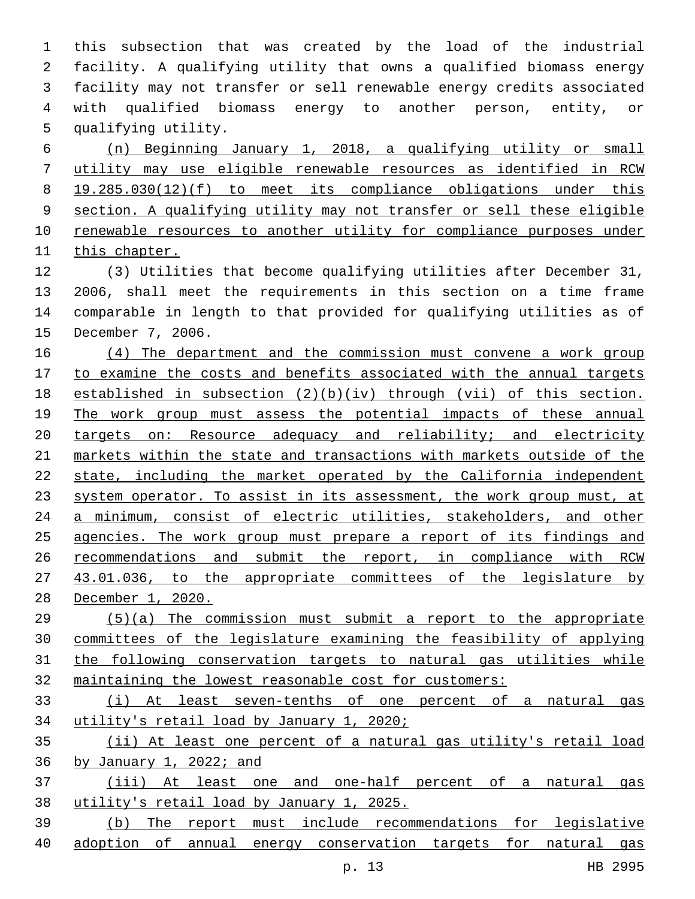this subsection that was created by the load of the industrial facility. A qualifying utility that owns a qualified biomass energy facility may not transfer or sell renewable energy credits associated with qualified biomass energy to another person, entity, or qualifying utility.

(n) Beginning January 1, 2018, a qualifying utility or small utility may use eligible renewable resources as identified in RCW 19.285.030(12)(f) to meet its compliance obligations under this section. A qualifying utility may not transfer or sell these eligible renewable resources to another utility for compliance purposes under this chapter.

(3) Utilities that become qualifying utilities after December 31, 2006, shall meet the requirements in this section on a time frame comparable in length to that provided for qualifying utilities as of December 7, 2006.

(4) The department and the commission must convene a work group to examine the costs and benefits associated with the annual targets established in subsection (2)(b)(iv) through (vii) of this section. The work group must assess the potential impacts of these annual targets on: Resource adequacy and reliability; and electricity markets within the state and transactions with markets outside of the state, including the market operated by the California independent system operator. To assist in its assessment, the work group must, at a minimum, consist of electric utilities, stakeholders, and other agencies. The work group must prepare a report of its findings and recommendations and submit the report, in compliance with RCW 43.01.036, to the appropriate committees of the legislature by December 1, 2020.

(5)(a) The commission must submit a report to the appropriate committees of the legislature examining the feasibility of applying the following conservation targets to natural gas utilities while maintaining the lowest reasonable cost for customers:

(i) At least seven-tenths of one percent of a natural gas utility's retail load by January 1, 2020;

(ii) At least one percent of a natural gas utility's retail load by January 1, 2022; and

(iii) At least one and one-half percent of a natural gas utility's retail load by January 1, 2025.

(b) The report must include recommendations for legislative adoption of annual energy conservation targets for natural gas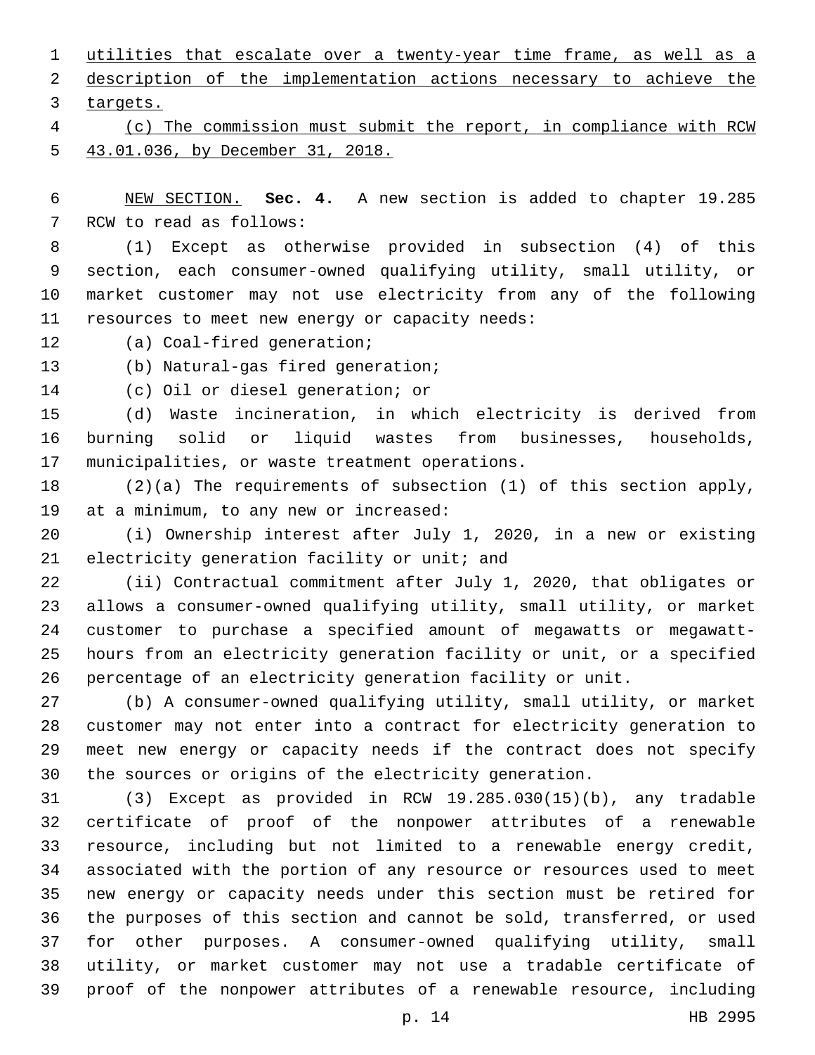utilities that escalate over a twenty-year time frame, as well as a description of the implementation actions necessary to achieve the targets.

(c) The commission must submit the report, in compliance with RCW 43.01.036, by December 31, 2018.

NEW SECTION. **Sec. 4.** A new section is added to chapter 19.285 RCW to read as follows:

(1) Except as otherwise provided in subsection (4) of this section, each consumer-owned qualifying utility, small utility, or market customer may not use electricity from any of the following resources to meet new energy or capacity needs:

(a) Coal-fired generation;

(b) Natural-gas fired generation;

(c) Oil or diesel generation; or

(d) Waste incineration, in which electricity is derived from burning solid or liquid wastes from businesses, households, municipalities, or waste treatment operations.

(2)(a) The requirements of subsection (1) of this section apply, at a minimum, to any new or increased:

(i) Ownership interest after July 1, 2020, in a new or existing electricity generation facility or unit; and

(ii) Contractual commitment after July 1, 2020, that obligates or allows a consumer-owned qualifying utility, small utility, or market customer to purchase a specified amount of megawatts or megawatt-hours from an electricity generation facility or unit, or a specified percentage of an electricity generation facility or unit.

(b) A consumer-owned qualifying utility, small utility, or market customer may not enter into a contract for electricity generation to meet new energy or capacity needs if the contract does not specify the sources or origins of the electricity generation.

(3) Except as provided in RCW 19.285.030(15)(b), any tradable certificate of proof of the nonpower attributes of a renewable resource, including but not limited to a renewable energy credit, associated with the portion of any resource or resources used to meet new energy or capacity needs under this section must be retired for the purposes of this section and cannot be sold, transferred, or used for other purposes. A consumer-owned qualifying utility, small utility, or market customer may not use a tradable certificate of proof of the nonpower attributes of a renewable resource, including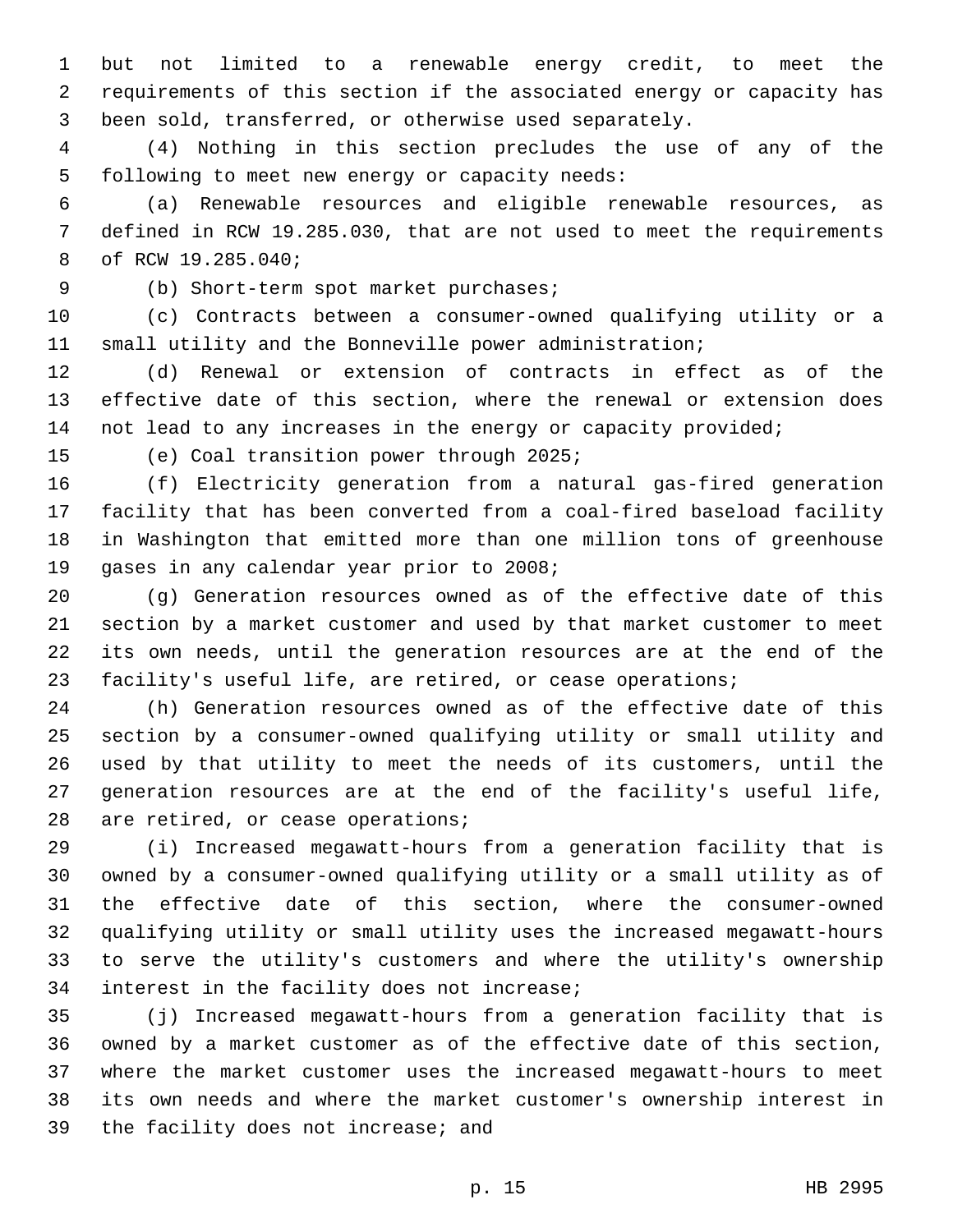but not limited to a renewable energy credit, to meet the requirements of this section if the associated energy or capacity has been sold, transferred, or otherwise used separately.

(4) Nothing in this section precludes the use of any of the following to meet new energy or capacity needs:

(a) Renewable resources and eligible renewable resources, as defined in RCW 19.285.030, that are not used to meet the requirements of RCW 19.285.040;

(b) Short-term spot market purchases;

(c) Contracts between a consumer-owned qualifying utility or a small utility and the Bonneville power administration;

(d) Renewal or extension of contracts in effect as of the effective date of this section, where the renewal or extension does not lead to any increases in the energy or capacity provided;

(e) Coal transition power through 2025;

(f) Electricity generation from a natural gas-fired generation facility that has been converted from a coal-fired baseload facility in Washington that emitted more than one million tons of greenhouse gases in any calendar year prior to 2008;

(g) Generation resources owned as of the effective date of this section by a market customer and used by that market customer to meet its own needs, until the generation resources are at the end of the facility's useful life, are retired, or cease operations;

(h) Generation resources owned as of the effective date of this section by a consumer-owned qualifying utility or small utility and used by that utility to meet the needs of its customers, until the generation resources are at the end of the facility's useful life, are retired, or cease operations;

(i) Increased megawatt-hours from a generation facility that is owned by a consumer-owned qualifying utility or a small utility as of the effective date of this section, where the consumer-owned qualifying utility or small utility uses the increased megawatt-hours to serve the utility's customers and where the utility's ownership interest in the facility does not increase;

(j) Increased megawatt-hours from a generation facility that is owned by a market customer as of the effective date of this section, where the market customer uses the increased megawatt-hours to meet its own needs and where the market customer's ownership interest in the facility does not increase; and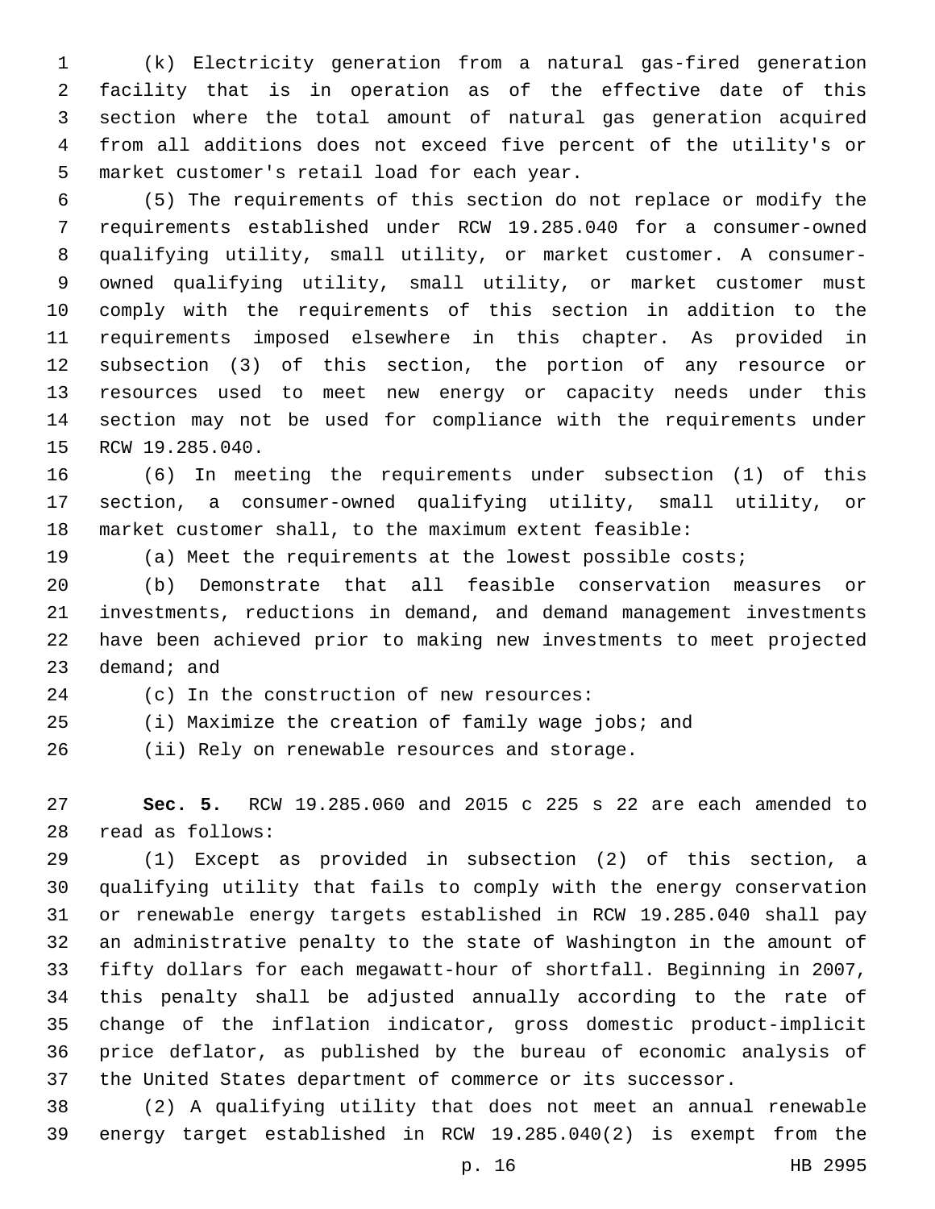(k) Electricity generation from a natural gas-fired generation facility that is in operation as of the effective date of this section where the total amount of natural gas generation acquired from all additions does not exceed five percent of the utility's or market customer's retail load for each year.

(5) The requirements of this section do not replace or modify the requirements established under RCW 19.285.040 for a consumer-owned qualifying utility, small utility, or market customer. A consumer-owned qualifying utility, small utility, or market customer must comply with the requirements of this section in addition to the requirements imposed elsewhere in this chapter. As provided in subsection (3) of this section, the portion of any resource or resources used to meet new energy or capacity needs under this section may not be used for compliance with the requirements under RCW 19.285.040.

(6) In meeting the requirements under subsection (1) of this section, a consumer-owned qualifying utility, small utility, or market customer shall, to the maximum extent feasible:

(a) Meet the requirements at the lowest possible costs;

(b) Demonstrate that all feasible conservation measures or investments, reductions in demand, and demand management investments have been achieved prior to making new investments to meet projected demand; and

(c) In the construction of new resources:

(i) Maximize the creation of family wage jobs; and

(ii) Rely on renewable resources and storage.

**Sec. 5.** RCW 19.285.060 and 2015 c 225 s 22 are each amended to read as follows:

(1) Except as provided in subsection (2) of this section, a qualifying utility that fails to comply with the energy conservation or renewable energy targets established in RCW 19.285.040 shall pay an administrative penalty to the state of Washington in the amount of fifty dollars for each megawatt-hour of shortfall. Beginning in 2007, this penalty shall be adjusted annually according to the rate of change of the inflation indicator, gross domestic product-implicit price deflator, as published by the bureau of economic analysis of the United States department of commerce or its successor.

(2) A qualifying utility that does not meet an annual renewable energy target established in RCW 19.285.040(2) is exempt from the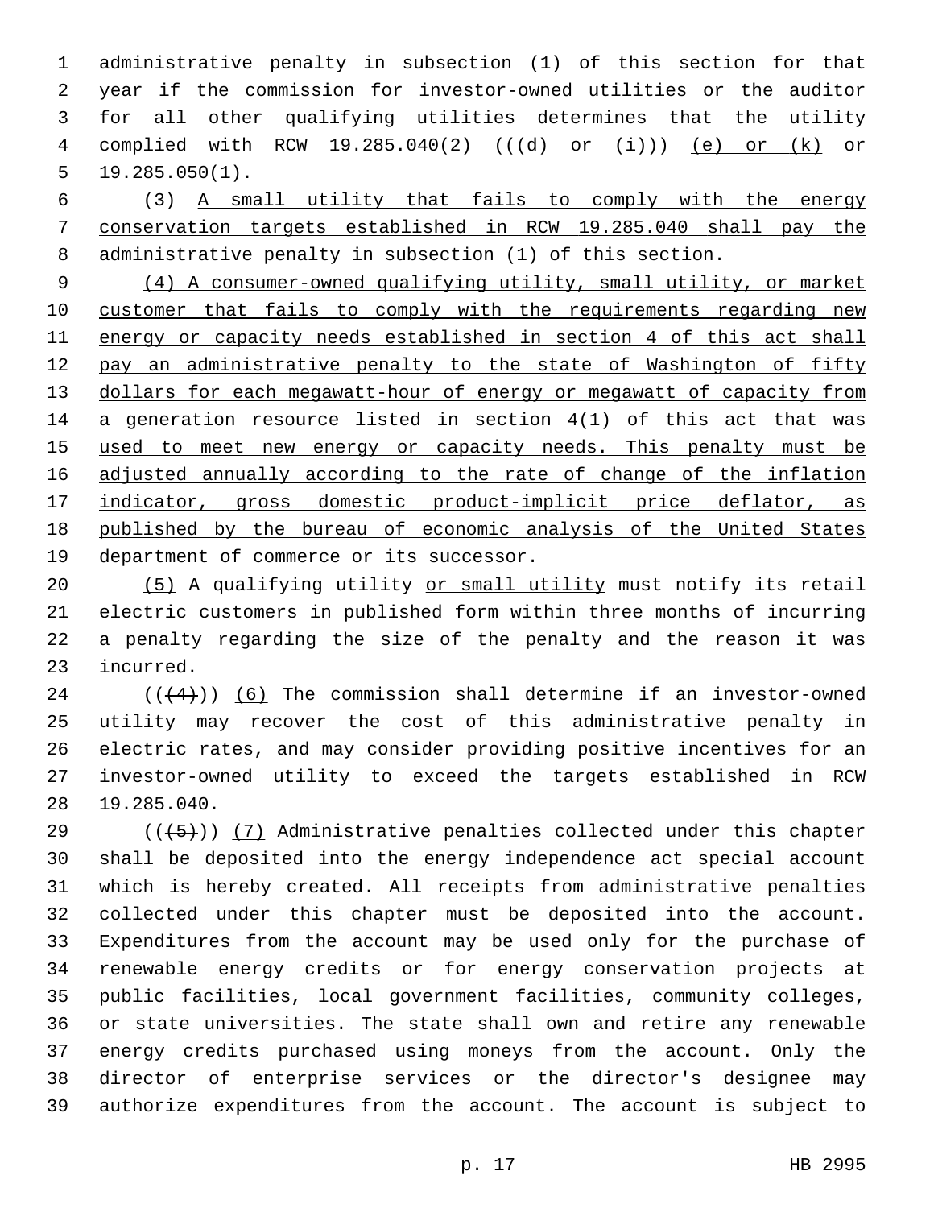administrative penalty in subsection (1) of this section for that year if the commission for investor-owned utilities or the auditor for all other qualifying utilities determines that the utility complied with RCW 19.285.040(2) ((~~(d) or (i)~~)) <u>(e) or (k)</u> or 19.285.050(1).

(3) <u>A small utility that fails to comply with the energy conservation targets established in RCW 19.285.040 shall pay the administrative penalty in subsection (1) of this section.</u>

<u>(4) A consumer-owned qualifying utility, small utility, or market customer that fails to comply with the requirements regarding new energy or capacity needs established in section 4 of this act shall pay an administrative penalty to the state of Washington of fifty dollars for each megawatt-hour of energy or megawatt of capacity from a generation resource listed in section 4(1) of this act that was used to meet new energy or capacity needs. This penalty must be adjusted annually according to the rate of change of the inflation indicator, gross domestic product-implicit price deflator, as published by the bureau of economic analysis of the United States department of commerce or its successor.</u>

<u>(5)</u> A qualifying utility <u>or small utility</u> must notify its retail electric customers in published form within three months of incurring a penalty regarding the size of the penalty and the reason it was incurred.

((~~(4)~~)) <u>(6)</u> The commission shall determine if an investor-owned utility may recover the cost of this administrative penalty in electric rates, and may consider providing positive incentives for an investor-owned utility to exceed the targets established in RCW 19.285.040.

((~~(5)~~)) <u>(7)</u> Administrative penalties collected under this chapter shall be deposited into the energy independence act special account which is hereby created. All receipts from administrative penalties collected under this chapter must be deposited into the account. Expenditures from the account may be used only for the purchase of renewable energy credits or for energy conservation projects at public facilities, local government facilities, community colleges, or state universities. The state shall own and retire any renewable energy credits purchased using moneys from the account. Only the director of enterprise services or the director's designee may authorize expenditures from the account. The account is subject to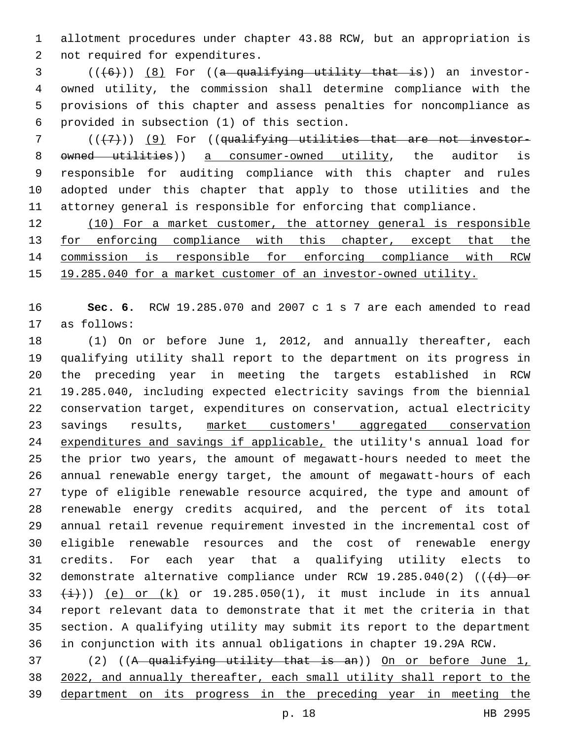allotment procedures under chapter 43.88 RCW, but an appropriation is not required for expenditures.

(((6))) (8) For ((a qualifying utility that is)) an investor-owned utility, the commission shall determine compliance with the provisions of this chapter and assess penalties for noncompliance as provided in subsection (1) of this section.

(((7))) (9) For ((qualifying utilities that are not investor-owned utilities)) a consumer-owned utility, the auditor is responsible for auditing compliance with this chapter and rules adopted under this chapter that apply to those utilities and the attorney general is responsible for enforcing that compliance.

(10) For a market customer, the attorney general is responsible for enforcing compliance with this chapter, except that the commission is responsible for enforcing compliance with RCW 19.285.040 for a market customer of an investor-owned utility.

**Sec. 6.** RCW 19.285.070 and 2007 c 1 s 7 are each amended to read as follows:

(1) On or before June 1, 2012, and annually thereafter, each qualifying utility shall report to the department on its progress in the preceding year in meeting the targets established in RCW 19.285.040, including expected electricity savings from the biennial conservation target, expenditures on conservation, actual electricity savings results, market customers' aggregated conservation expenditures and savings if applicable, the utility's annual load for the prior two years, the amount of megawatt-hours needed to meet the annual renewable energy target, the amount of megawatt-hours of each type of eligible renewable resource acquired, the type and amount of renewable energy credits acquired, and the percent of its total annual retail revenue requirement invested in the incremental cost of eligible renewable resources and the cost of renewable energy credits. For each year that a qualifying utility elects to demonstrate alternative compliance under RCW 19.285.040(2) (((d) or (i))) (e) or (k) or 19.285.050(1), it must include in its annual report relevant data to demonstrate that it met the criteria in that section. A qualifying utility may submit its report to the department in conjunction with its annual obligations in chapter 19.29A RCW.

(2) ((A qualifying utility that is an)) On or before June 1, 2022, and annually thereafter, each small utility shall report to the department on its progress in the preceding year in meeting the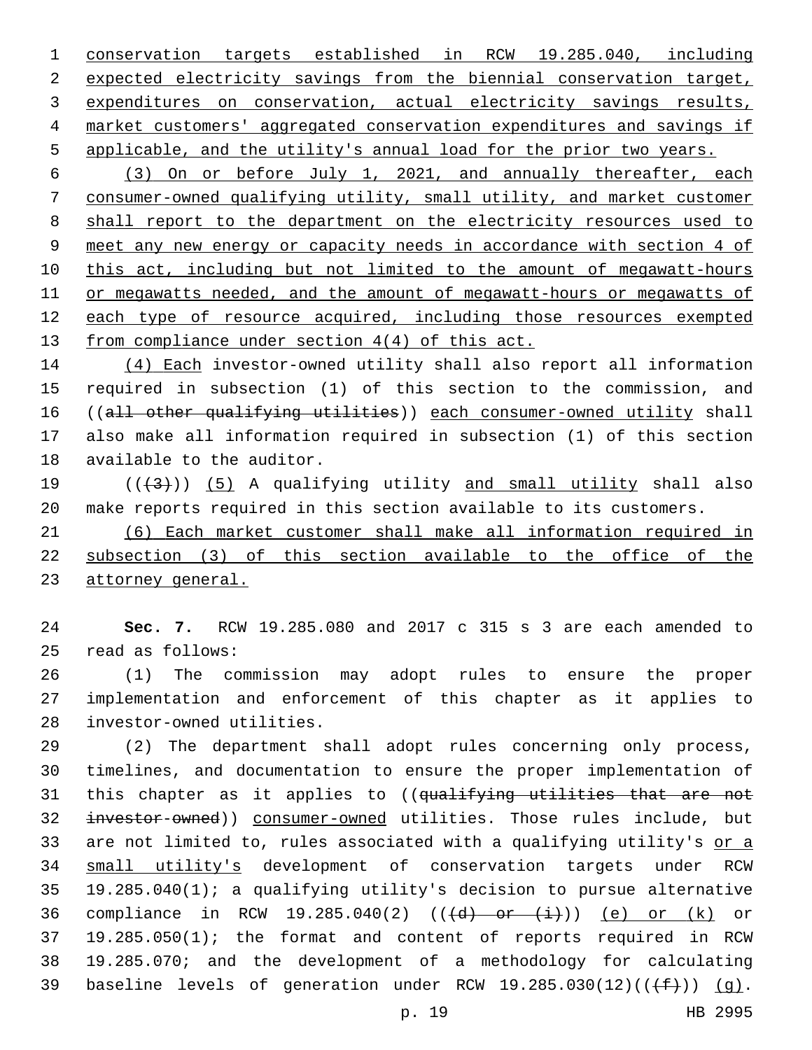conservation targets established in RCW 19.285.040, including expected electricity savings from the biennial conservation target, expenditures on conservation, actual electricity savings results, market customers' aggregated conservation expenditures and savings if applicable, and the utility's annual load for the prior two years.

(3) On or before July 1, 2021, and annually thereafter, each consumer-owned qualifying utility, small utility, and market customer shall report to the department on the electricity resources used to meet any new energy or capacity needs in accordance with section 4 of this act, including but not limited to the amount of megawatt-hours or megawatts needed, and the amount of megawatt-hours or megawatts of each type of resource acquired, including those resources exempted from compliance under section 4(4) of this act.

(4) Each investor-owned utility shall also report all information required in subsection (1) of this section to the commission, and ((all other qualifying utilities)) each consumer-owned utility shall also make all information required in subsection (1) of this section available to the auditor.

(((3))) (5) A qualifying utility and small utility shall also make reports required in this section available to its customers.

(6) Each market customer shall make all information required in subsection (3) of this section available to the office of the attorney general.

**Sec. 7.** RCW 19.285.080 and 2017 c 315 s 3 are each amended to read as follows:

(1) The commission may adopt rules to ensure the proper implementation and enforcement of this chapter as it applies to investor-owned utilities.

(2) The department shall adopt rules concerning only process, timelines, and documentation to ensure the proper implementation of this chapter as it applies to ((qualifying utilities that are not investor-owned)) consumer-owned utilities. Those rules include, but are not limited to, rules associated with a qualifying utility's or a small utility's development of conservation targets under RCW 19.285.040(1); a qualifying utility's decision to pursue alternative compliance in RCW 19.285.040(2) (((d) or (i))) (e) or (k) or 19.285.050(1); the format and content of reports required in RCW 19.285.070; and the development of a methodology for calculating baseline levels of generation under RCW 19.285.030(12)(((f))) (g).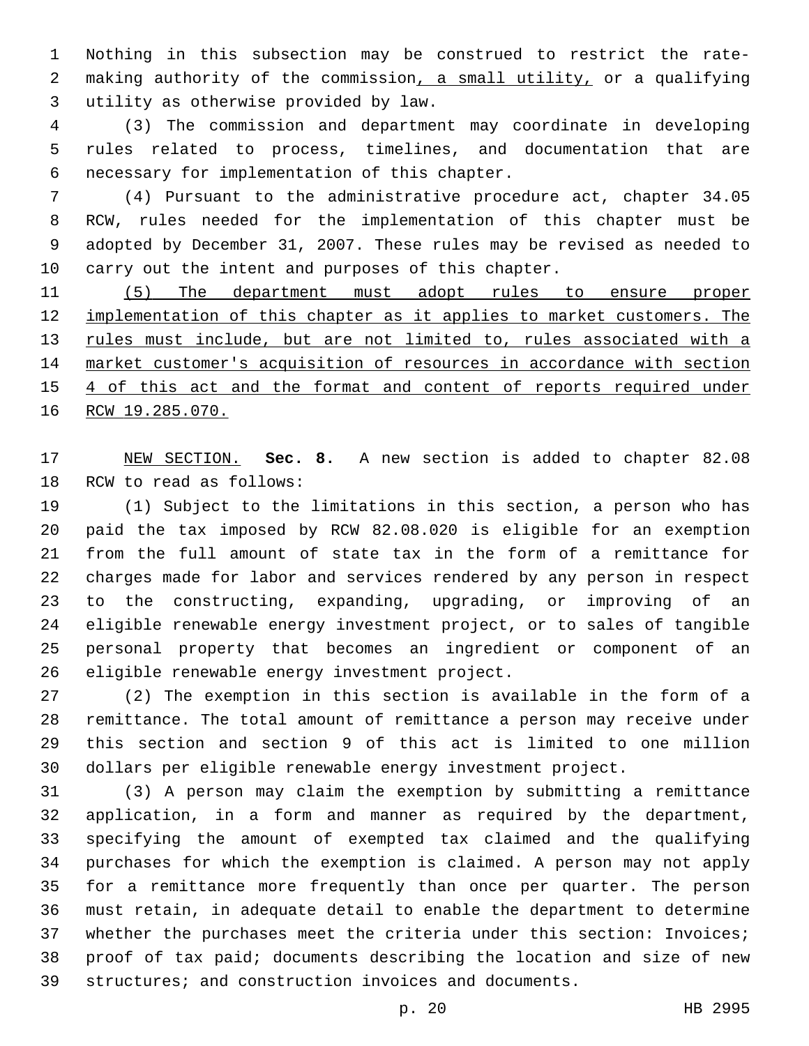Nothing in this subsection may be construed to restrict the rate-making authority of the commission<u>, a small utility,</u> or a qualifying utility as otherwise provided by law.

(3) The commission and department may coordinate in developing rules related to process, timelines, and documentation that are necessary for implementation of this chapter.

(4) Pursuant to the administrative procedure act, chapter 34.05 RCW, rules needed for the implementation of this chapter must be adopted by December 31, 2007. These rules may be revised as needed to carry out the intent and purposes of this chapter.

<u>(5) The department must adopt rules to ensure proper implementation of this chapter as it applies to market customers. The rules must include, but are not limited to, rules associated with a market customer's acquisition of resources in accordance with section 4 of this act and the format and content of reports required under RCW 19.285.070.</u>

<u>NEW SECTION.</u> **Sec. 8.** A new section is added to chapter 82.08 RCW to read as follows:

(1) Subject to the limitations in this section, a person who has paid the tax imposed by RCW 82.08.020 is eligible for an exemption from the full amount of state tax in the form of a remittance for charges made for labor and services rendered by any person in respect to the constructing, expanding, upgrading, or improving of an eligible renewable energy investment project, or to sales of tangible personal property that becomes an ingredient or component of an eligible renewable energy investment project.

(2) The exemption in this section is available in the form of a remittance. The total amount of remittance a person may receive under this section and section 9 of this act is limited to one million dollars per eligible renewable energy investment project.

(3) A person may claim the exemption by submitting a remittance application, in a form and manner as required by the department, specifying the amount of exempted tax claimed and the qualifying purchases for which the exemption is claimed. A person may not apply for a remittance more frequently than once per quarter. The person must retain, in adequate detail to enable the department to determine whether the purchases meet the criteria under this section: Invoices; proof of tax paid; documents describing the location and size of new structures; and construction invoices and documents.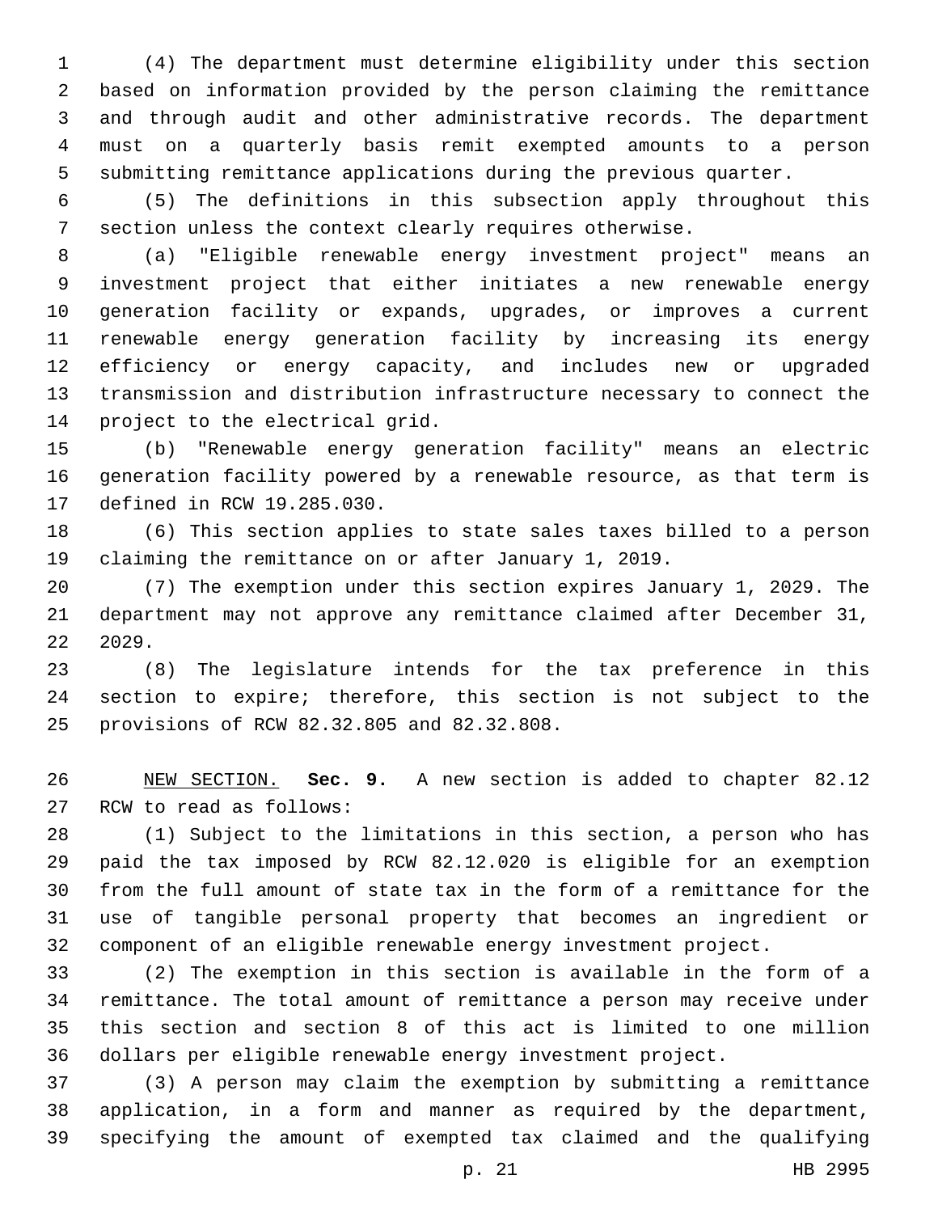(4) The department must determine eligibility under this section based on information provided by the person claiming the remittance and through audit and other administrative records. The department must on a quarterly basis remit exempted amounts to a person submitting remittance applications during the previous quarter.

(5) The definitions in this subsection apply throughout this section unless the context clearly requires otherwise.

(a) "Eligible renewable energy investment project" means an investment project that either initiates a new renewable energy generation facility or expands, upgrades, or improves a current renewable energy generation facility by increasing its energy efficiency or energy capacity, and includes new or upgraded transmission and distribution infrastructure necessary to connect the project to the electrical grid.

(b) "Renewable energy generation facility" means an electric generation facility powered by a renewable resource, as that term is defined in RCW 19.285.030.

(6) This section applies to state sales taxes billed to a person claiming the remittance on or after January 1, 2019.

(7) The exemption under this section expires January 1, 2029. The department may not approve any remittance claimed after December 31, 2029.

(8) The legislature intends for the tax preference in this section to expire; therefore, this section is not subject to the provisions of RCW 82.32.805 and 82.32.808.

NEW SECTION. **Sec. 9.** A new section is added to chapter 82.12 RCW to read as follows:

(1) Subject to the limitations in this section, a person who has paid the tax imposed by RCW 82.12.020 is eligible for an exemption from the full amount of state tax in the form of a remittance for the use of tangible personal property that becomes an ingredient or component of an eligible renewable energy investment project.

(2) The exemption in this section is available in the form of a remittance. The total amount of remittance a person may receive under this section and section 8 of this act is limited to one million dollars per eligible renewable energy investment project.

(3) A person may claim the exemption by submitting a remittance application, in a form and manner as required by the department, specifying the amount of exempted tax claimed and the qualifying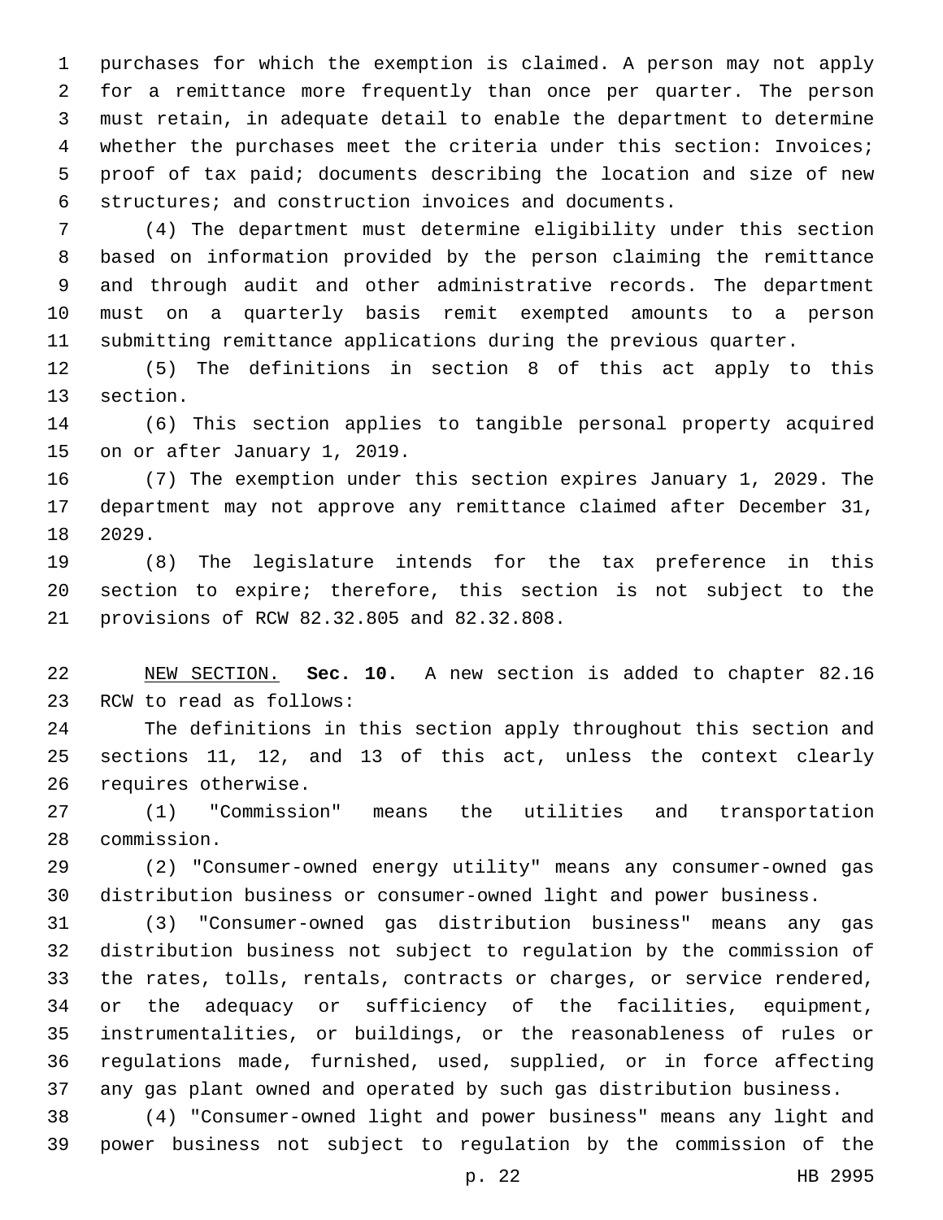purchases for which the exemption is claimed. A person may not apply for a remittance more frequently than once per quarter. The person must retain, in adequate detail to enable the department to determine whether the purchases meet the criteria under this section: Invoices; proof of tax paid; documents describing the location and size of new structures; and construction invoices and documents.

(4) The department must determine eligibility under this section based on information provided by the person claiming the remittance and through audit and other administrative records. The department must on a quarterly basis remit exempted amounts to a person submitting remittance applications during the previous quarter.

(5) The definitions in section 8 of this act apply to this section.

(6) This section applies to tangible personal property acquired on or after January 1, 2019.

(7) The exemption under this section expires January 1, 2029. The department may not approve any remittance claimed after December 31, 2029.

(8) The legislature intends for the tax preference in this section to expire; therefore, this section is not subject to the provisions of RCW 82.32.805 and 82.32.808.

NEW SECTION. **Sec. 10.** A new section is added to chapter 82.16 RCW to read as follows:

The definitions in this section apply throughout this section and sections 11, 12, and 13 of this act, unless the context clearly requires otherwise.

(1) "Commission" means the utilities and transportation commission.

(2) "Consumer-owned energy utility" means any consumer-owned gas distribution business or consumer-owned light and power business.

(3) "Consumer-owned gas distribution business" means any gas distribution business not subject to regulation by the commission of the rates, tolls, rentals, contracts or charges, or service rendered, or the adequacy or sufficiency of the facilities, equipment, instrumentalities, or buildings, or the reasonableness of rules or regulations made, furnished, used, supplied, or in force affecting any gas plant owned and operated by such gas distribution business.

(4) "Consumer-owned light and power business" means any light and power business not subject to regulation by the commission of the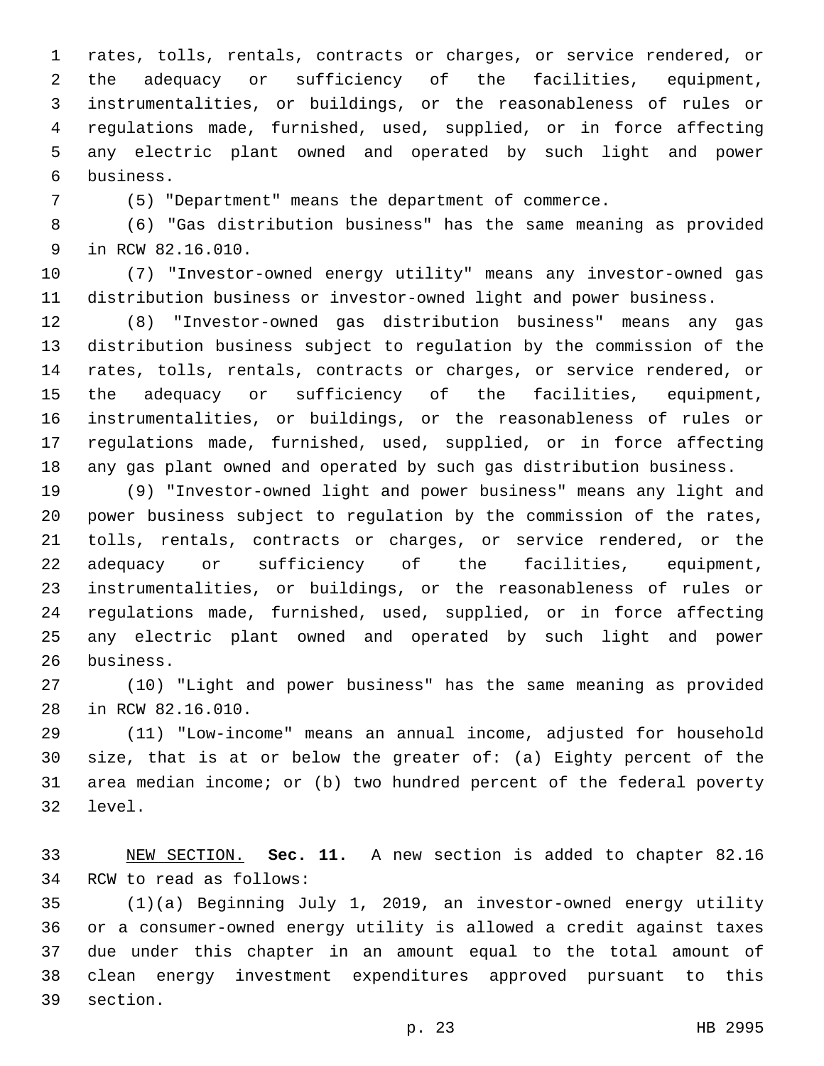rates, tolls, rentals, contracts or charges, or service rendered, or the adequacy or sufficiency of the facilities, equipment, instrumentalities, or buildings, or the reasonableness of rules or regulations made, furnished, used, supplied, or in force affecting any electric plant owned and operated by such light and power business.

(5) "Department" means the department of commerce.

(6) "Gas distribution business" has the same meaning as provided in RCW 82.16.010.

(7) "Investor-owned energy utility" means any investor-owned gas distribution business or investor-owned light and power business.

(8) "Investor-owned gas distribution business" means any gas distribution business subject to regulation by the commission of the rates, tolls, rentals, contracts or charges, or service rendered, or the adequacy or sufficiency of the facilities, equipment, instrumentalities, or buildings, or the reasonableness of rules or regulations made, furnished, used, supplied, or in force affecting any gas plant owned and operated by such gas distribution business.

(9) "Investor-owned light and power business" means any light and power business subject to regulation by the commission of the rates, tolls, rentals, contracts or charges, or service rendered, or the adequacy or sufficiency of the facilities, equipment, instrumentalities, or buildings, or the reasonableness of rules or regulations made, furnished, used, supplied, or in force affecting any electric plant owned and operated by such light and power business.

(10) "Light and power business" has the same meaning as provided in RCW 82.16.010.

(11) "Low-income" means an annual income, adjusted for household size, that is at or below the greater of: (a) Eighty percent of the area median income; or (b) two hundred percent of the federal poverty level.

NEW SECTION. **Sec. 11.** A new section is added to chapter 82.16 RCW to read as follows:

(1)(a) Beginning July 1, 2019, an investor-owned energy utility or a consumer-owned energy utility is allowed a credit against taxes due under this chapter in an amount equal to the total amount of clean energy investment expenditures approved pursuant to this section.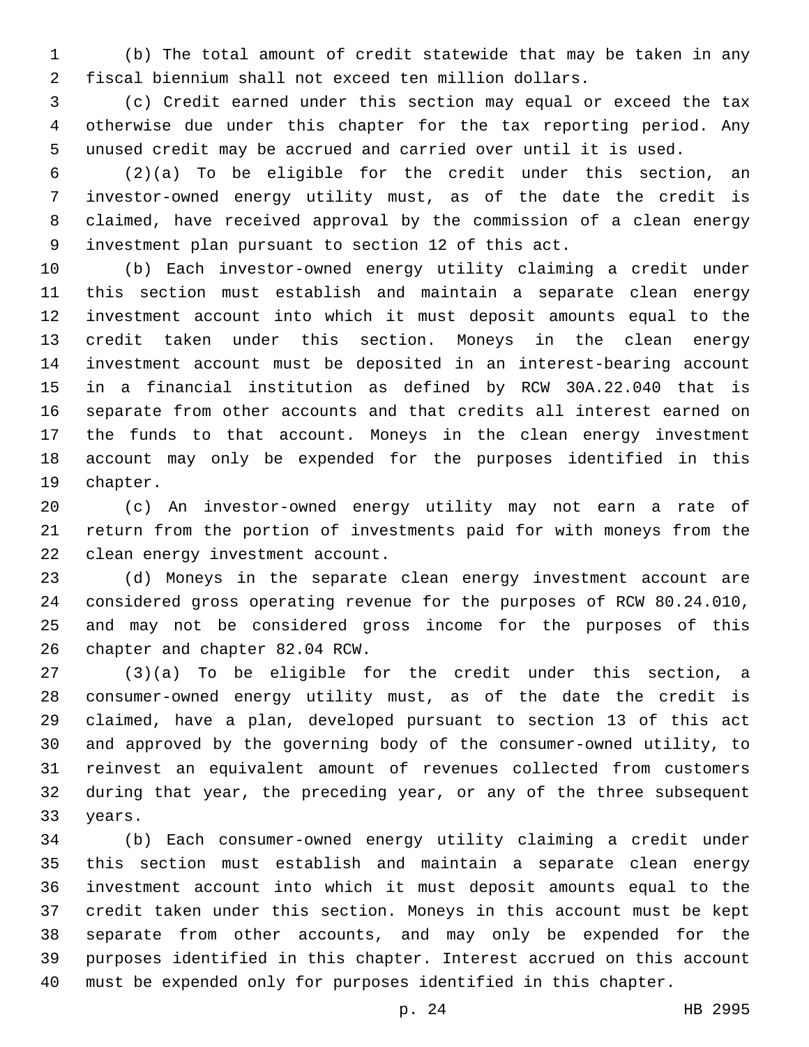(b) The total amount of credit statewide that may be taken in any fiscal biennium shall not exceed ten million dollars.

(c) Credit earned under this section may equal or exceed the tax otherwise due under this chapter for the tax reporting period. Any unused credit may be accrued and carried over until it is used.

(2)(a) To be eligible for the credit under this section, an investor-owned energy utility must, as of the date the credit is claimed, have received approval by the commission of a clean energy investment plan pursuant to section 12 of this act.

(b) Each investor-owned energy utility claiming a credit under this section must establish and maintain a separate clean energy investment account into which it must deposit amounts equal to the credit taken under this section. Moneys in the clean energy investment account must be deposited in an interest-bearing account in a financial institution as defined by RCW 30A.22.040 that is separate from other accounts and that credits all interest earned on the funds to that account. Moneys in the clean energy investment account may only be expended for the purposes identified in this chapter.

(c) An investor-owned energy utility may not earn a rate of return from the portion of investments paid for with moneys from the clean energy investment account.

(d) Moneys in the separate clean energy investment account are considered gross operating revenue for the purposes of RCW 80.24.010, and may not be considered gross income for the purposes of this chapter and chapter 82.04 RCW.

(3)(a) To be eligible for the credit under this section, a consumer-owned energy utility must, as of the date the credit is claimed, have a plan, developed pursuant to section 13 of this act and approved by the governing body of the consumer-owned utility, to reinvest an equivalent amount of revenues collected from customers during that year, the preceding year, or any of the three subsequent years.

(b) Each consumer-owned energy utility claiming a credit under this section must establish and maintain a separate clean energy investment account into which it must deposit amounts equal to the credit taken under this section. Moneys in this account must be kept separate from other accounts, and may only be expended for the purposes identified in this chapter. Interest accrued on this account must be expended only for purposes identified in this chapter.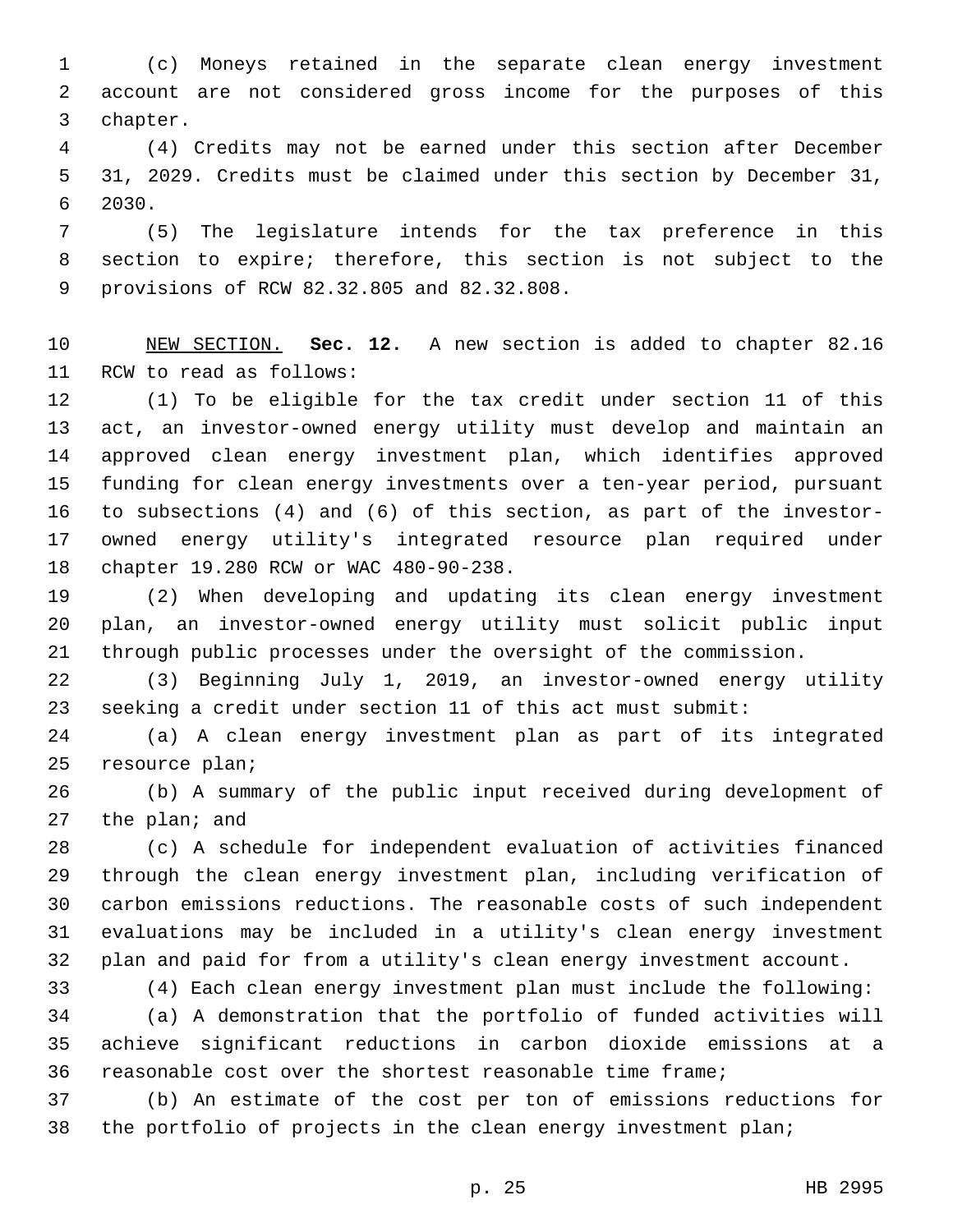(c) Moneys retained in the separate clean energy investment account are not considered gross income for the purposes of this chapter.

(4) Credits may not be earned under this section after December 31, 2029. Credits must be claimed under this section by December 31, 2030.

(5) The legislature intends for the tax preference in this section to expire; therefore, this section is not subject to the provisions of RCW 82.32.805 and 82.32.808.

NEW SECTION. **Sec. 12.** A new section is added to chapter 82.16 RCW to read as follows:

(1) To be eligible for the tax credit under section 11 of this act, an investor-owned energy utility must develop and maintain an approved clean energy investment plan, which identifies approved funding for clean energy investments over a ten-year period, pursuant to subsections (4) and (6) of this section, as part of the investor-owned energy utility's integrated resource plan required under chapter 19.280 RCW or WAC 480-90-238.

(2) When developing and updating its clean energy investment plan, an investor-owned energy utility must solicit public input through public processes under the oversight of the commission.

(3) Beginning July 1, 2019, an investor-owned energy utility seeking a credit under section 11 of this act must submit:

(a) A clean energy investment plan as part of its integrated resource plan;

(b) A summary of the public input received during development of the plan; and

(c) A schedule for independent evaluation of activities financed through the clean energy investment plan, including verification of carbon emissions reductions. The reasonable costs of such independent evaluations may be included in a utility's clean energy investment plan and paid for from a utility's clean energy investment account.

(4) Each clean energy investment plan must include the following:

(a) A demonstration that the portfolio of funded activities will achieve significant reductions in carbon dioxide emissions at a reasonable cost over the shortest reasonable time frame;

(b) An estimate of the cost per ton of emissions reductions for the portfolio of projects in the clean energy investment plan;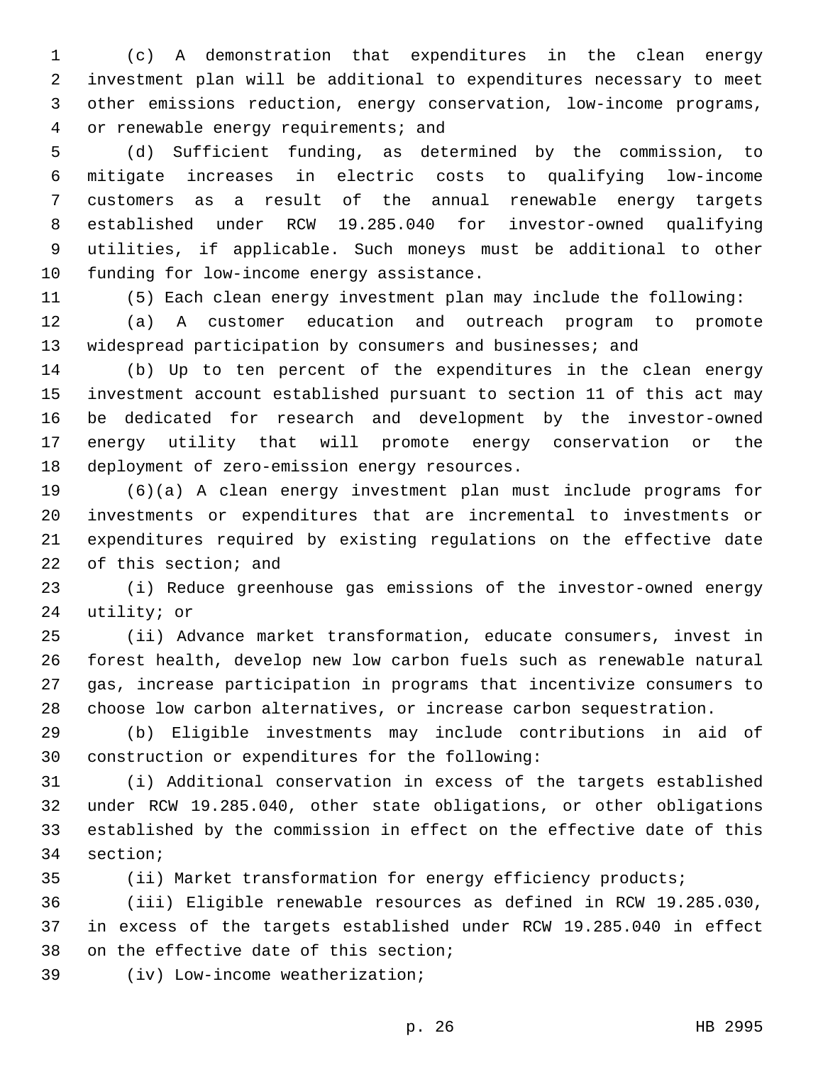(c) A demonstration that expenditures in the clean energy investment plan will be additional to expenditures necessary to meet other emissions reduction, energy conservation, low-income programs, or renewable energy requirements; and

(d) Sufficient funding, as determined by the commission, to mitigate increases in electric costs to qualifying low-income customers as a result of the annual renewable energy targets established under RCW 19.285.040 for investor-owned qualifying utilities, if applicable. Such moneys must be additional to other funding for low-income energy assistance.

(5) Each clean energy investment plan may include the following:

(a) A customer education and outreach program to promote widespread participation by consumers and businesses; and

(b) Up to ten percent of the expenditures in the clean energy investment account established pursuant to section 11 of this act may be dedicated for research and development by the investor-owned energy utility that will promote energy conservation or the deployment of zero-emission energy resources.

(6)(a) A clean energy investment plan must include programs for investments or expenditures that are incremental to investments or expenditures required by existing regulations on the effective date of this section; and

(i) Reduce greenhouse gas emissions of the investor-owned energy utility; or

(ii) Advance market transformation, educate consumers, invest in forest health, develop new low carbon fuels such as renewable natural gas, increase participation in programs that incentivize consumers to choose low carbon alternatives, or increase carbon sequestration.

(b) Eligible investments may include contributions in aid of construction or expenditures for the following:

(i) Additional conservation in excess of the targets established under RCW 19.285.040, other state obligations, or other obligations established by the commission in effect on the effective date of this section;

(ii) Market transformation for energy efficiency products;

(iii) Eligible renewable resources as defined in RCW 19.285.030, in excess of the targets established under RCW 19.285.040 in effect on the effective date of this section;

(iv) Low-income weatherization;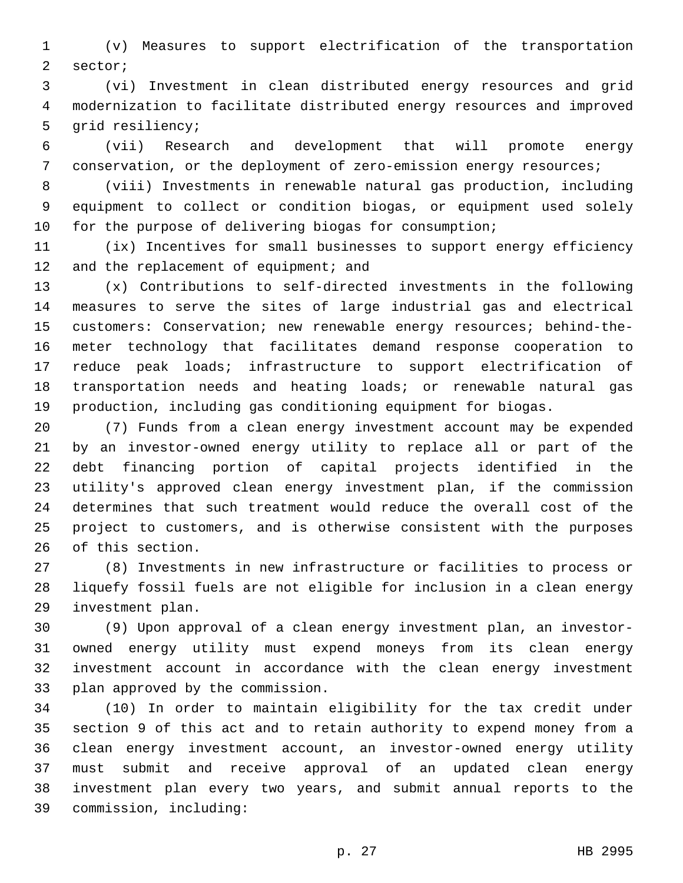(v) Measures to support electrification of the transportation sector;

(vi) Investment in clean distributed energy resources and grid modernization to facilitate distributed energy resources and improved grid resiliency;

(vii) Research and development that will promote energy conservation, or the deployment of zero-emission energy resources;

(viii) Investments in renewable natural gas production, including equipment to collect or condition biogas, or equipment used solely for the purpose of delivering biogas for consumption;

(ix) Incentives for small businesses to support energy efficiency and the replacement of equipment; and

(x) Contributions to self-directed investments in the following measures to serve the sites of large industrial gas and electrical customers: Conservation; new renewable energy resources; behind-the-meter technology that facilitates demand response cooperation to reduce peak loads; infrastructure to support electrification of transportation needs and heating loads; or renewable natural gas production, including gas conditioning equipment for biogas.

(7) Funds from a clean energy investment account may be expended by an investor-owned energy utility to replace all or part of the debt financing portion of capital projects identified in the utility's approved clean energy investment plan, if the commission determines that such treatment would reduce the overall cost of the project to customers, and is otherwise consistent with the purposes of this section.

(8) Investments in new infrastructure or facilities to process or liquefy fossil fuels are not eligible for inclusion in a clean energy investment plan.

(9) Upon approval of a clean energy investment plan, an investor-owned energy utility must expend moneys from its clean energy investment account in accordance with the clean energy investment plan approved by the commission.

(10) In order to maintain eligibility for the tax credit under section 9 of this act and to retain authority to expend money from a clean energy investment account, an investor-owned energy utility must submit and receive approval of an updated clean energy investment plan every two years, and submit annual reports to the commission, including: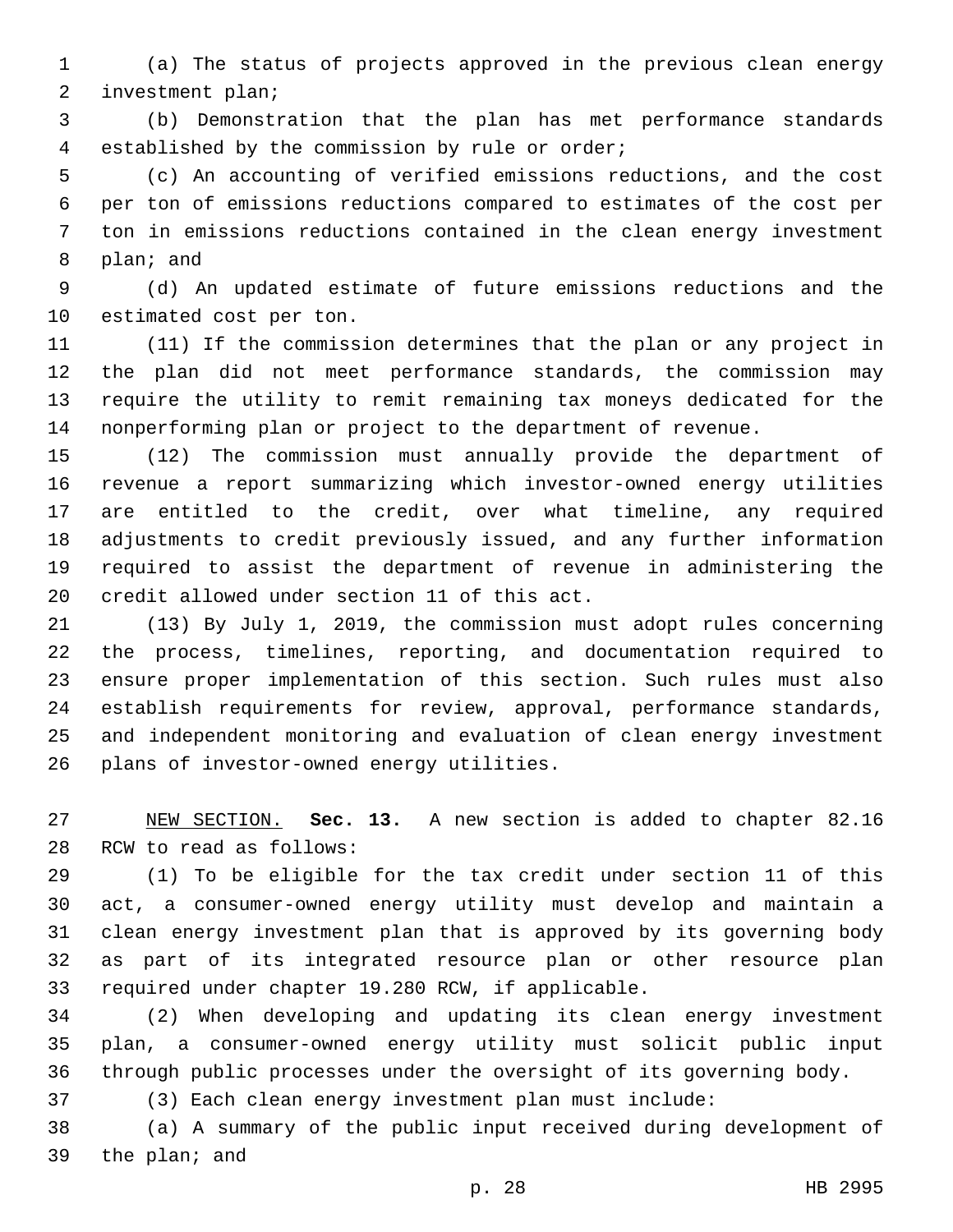(a) The status of projects approved in the previous clean energy investment plan;

(b) Demonstration that the plan has met performance standards established by the commission by rule or order;

(c) An accounting of verified emissions reductions, and the cost per ton of emissions reductions compared to estimates of the cost per ton in emissions reductions contained in the clean energy investment plan; and

(d) An updated estimate of future emissions reductions and the estimated cost per ton.

(11) If the commission determines that the plan or any project in the plan did not meet performance standards, the commission may require the utility to remit remaining tax moneys dedicated for the nonperforming plan or project to the department of revenue.

(12) The commission must annually provide the department of revenue a report summarizing which investor-owned energy utilities are entitled to the credit, over what timeline, any required adjustments to credit previously issued, and any further information required to assist the department of revenue in administering the credit allowed under section 11 of this act.

(13) By July 1, 2019, the commission must adopt rules concerning the process, timelines, reporting, and documentation required to ensure proper implementation of this section. Such rules must also establish requirements for review, approval, performance standards, and independent monitoring and evaluation of clean energy investment plans of investor-owned energy utilities.

NEW SECTION. **Sec. 13.** A new section is added to chapter 82.16 RCW to read as follows:

(1) To be eligible for the tax credit under section 11 of this act, a consumer-owned energy utility must develop and maintain a clean energy investment plan that is approved by its governing body as part of its integrated resource plan or other resource plan required under chapter 19.280 RCW, if applicable.

(2) When developing and updating its clean energy investment plan, a consumer-owned energy utility must solicit public input through public processes under the oversight of its governing body.

(3) Each clean energy investment plan must include:

(a) A summary of the public input received during development of the plan; and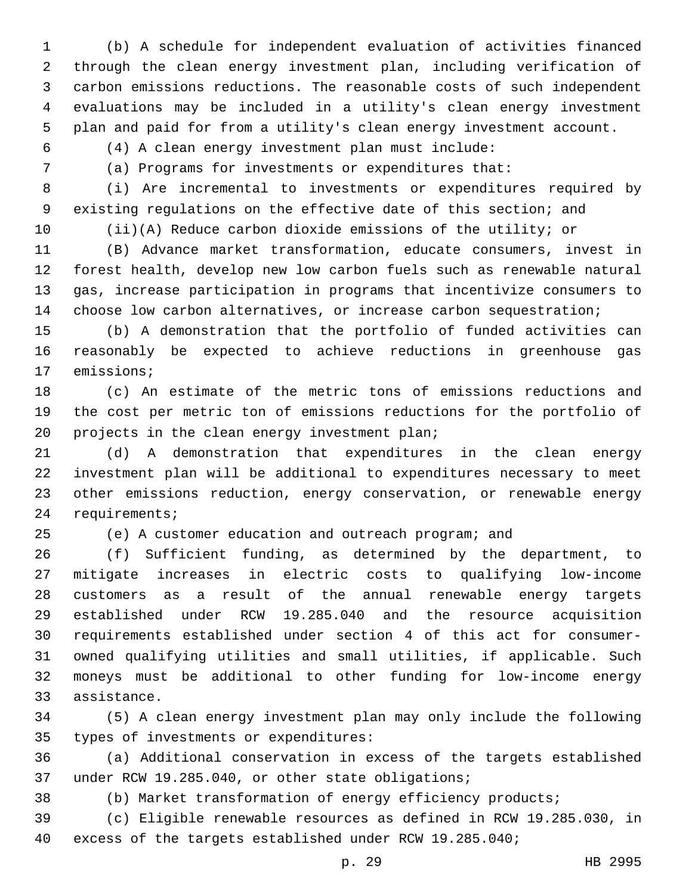(b) A schedule for independent evaluation of activities financed through the clean energy investment plan, including verification of carbon emissions reductions. The reasonable costs of such independent evaluations may be included in a utility's clean energy investment plan and paid for from a utility's clean energy investment account.

(4) A clean energy investment plan must include:

(a) Programs for investments or expenditures that:

(i) Are incremental to investments or expenditures required by existing regulations on the effective date of this section; and

(ii)(A) Reduce carbon dioxide emissions of the utility; or

(B) Advance market transformation, educate consumers, invest in forest health, develop new low carbon fuels such as renewable natural gas, increase participation in programs that incentivize consumers to choose low carbon alternatives, or increase carbon sequestration;

(b) A demonstration that the portfolio of funded activities can reasonably be expected to achieve reductions in greenhouse gas emissions;

(c) An estimate of the metric tons of emissions reductions and the cost per metric ton of emissions reductions for the portfolio of projects in the clean energy investment plan;

(d) A demonstration that expenditures in the clean energy investment plan will be additional to expenditures necessary to meet other emissions reduction, energy conservation, or renewable energy requirements;

(e) A customer education and outreach program; and

(f) Sufficient funding, as determined by the department, to mitigate increases in electric costs to qualifying low-income customers as a result of the annual renewable energy targets established under RCW 19.285.040 and the resource acquisition requirements established under section 4 of this act for consumer-owned qualifying utilities and small utilities, if applicable. Such moneys must be additional to other funding for low-income energy assistance.

(5) A clean energy investment plan may only include the following types of investments or expenditures:

(a) Additional conservation in excess of the targets established under RCW 19.285.040, or other state obligations;

(b) Market transformation of energy efficiency products;

(c) Eligible renewable resources as defined in RCW 19.285.030, in excess of the targets established under RCW 19.285.040;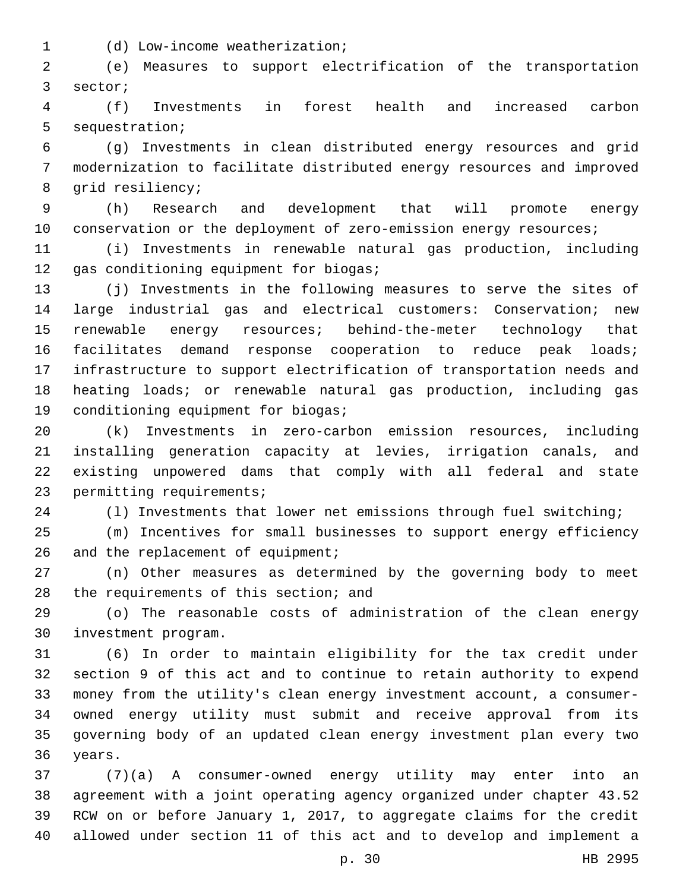(d) Low-income weatherization;

(e) Measures to support electrification of the transportation sector;

(f) Investments in forest health and increased carbon sequestration;

(g) Investments in clean distributed energy resources and grid modernization to facilitate distributed energy resources and improved grid resiliency;

(h) Research and development that will promote energy conservation or the deployment of zero-emission energy resources;

(i) Investments in renewable natural gas production, including gas conditioning equipment for biogas;

(j) Investments in the following measures to serve the sites of large industrial gas and electrical customers: Conservation; new renewable energy resources; behind-the-meter technology that facilitates demand response cooperation to reduce peak loads; infrastructure to support electrification of transportation needs and heating loads; or renewable natural gas production, including gas conditioning equipment for biogas;

(k) Investments in zero-carbon emission resources, including installing generation capacity at levies, irrigation canals, and existing unpowered dams that comply with all federal and state permitting requirements;

(l) Investments that lower net emissions through fuel switching;

(m) Incentives for small businesses to support energy efficiency and the replacement of equipment;

(n) Other measures as determined by the governing body to meet the requirements of this section; and

(o) The reasonable costs of administration of the clean energy investment program.

(6) In order to maintain eligibility for the tax credit under section 9 of this act and to continue to retain authority to expend money from the utility's clean energy investment account, a consumer-owned energy utility must submit and receive approval from its governing body of an updated clean energy investment plan every two years.

(7)(a) A consumer-owned energy utility may enter into an agreement with a joint operating agency organized under chapter 43.52 RCW on or before January 1, 2017, to aggregate claims for the credit allowed under section 11 of this act and to develop and implement a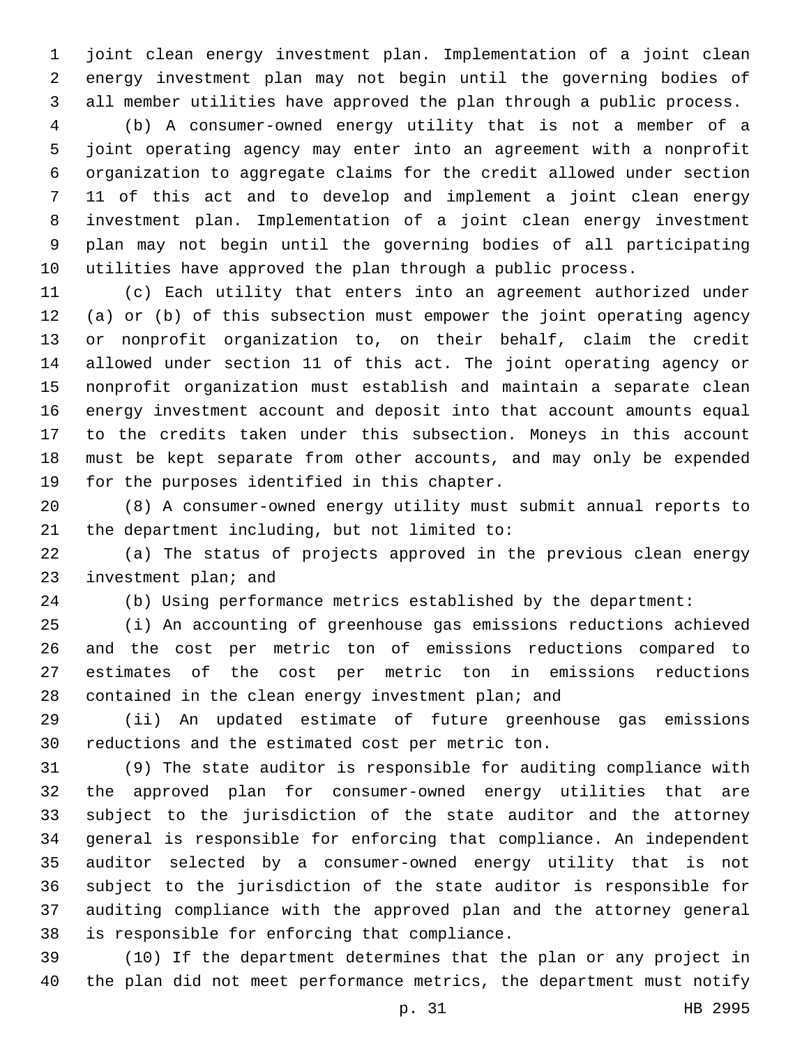joint clean energy investment plan. Implementation of a joint clean energy investment plan may not begin until the governing bodies of all member utilities have approved the plan through a public process.

(b) A consumer-owned energy utility that is not a member of a joint operating agency may enter into an agreement with a nonprofit organization to aggregate claims for the credit allowed under section 11 of this act and to develop and implement a joint clean energy investment plan. Implementation of a joint clean energy investment plan may not begin until the governing bodies of all participating utilities have approved the plan through a public process.

(c) Each utility that enters into an agreement authorized under (a) or (b) of this subsection must empower the joint operating agency or nonprofit organization to, on their behalf, claim the credit allowed under section 11 of this act. The joint operating agency or nonprofit organization must establish and maintain a separate clean energy investment account and deposit into that account amounts equal to the credits taken under this subsection. Moneys in this account must be kept separate from other accounts, and may only be expended for the purposes identified in this chapter.

(8) A consumer-owned energy utility must submit annual reports to the department including, but not limited to:

(a) The status of projects approved in the previous clean energy investment plan; and

(b) Using performance metrics established by the department:

(i) An accounting of greenhouse gas emissions reductions achieved and the cost per metric ton of emissions reductions compared to estimates of the cost per metric ton in emissions reductions contained in the clean energy investment plan; and

(ii) An updated estimate of future greenhouse gas emissions reductions and the estimated cost per metric ton.

(9) The state auditor is responsible for auditing compliance with the approved plan for consumer-owned energy utilities that are subject to the jurisdiction of the state auditor and the attorney general is responsible for enforcing that compliance. An independent auditor selected by a consumer-owned energy utility that is not subject to the jurisdiction of the state auditor is responsible for auditing compliance with the approved plan and the attorney general is responsible for enforcing that compliance.

(10) If the department determines that the plan or any project in the plan did not meet performance metrics, the department must notify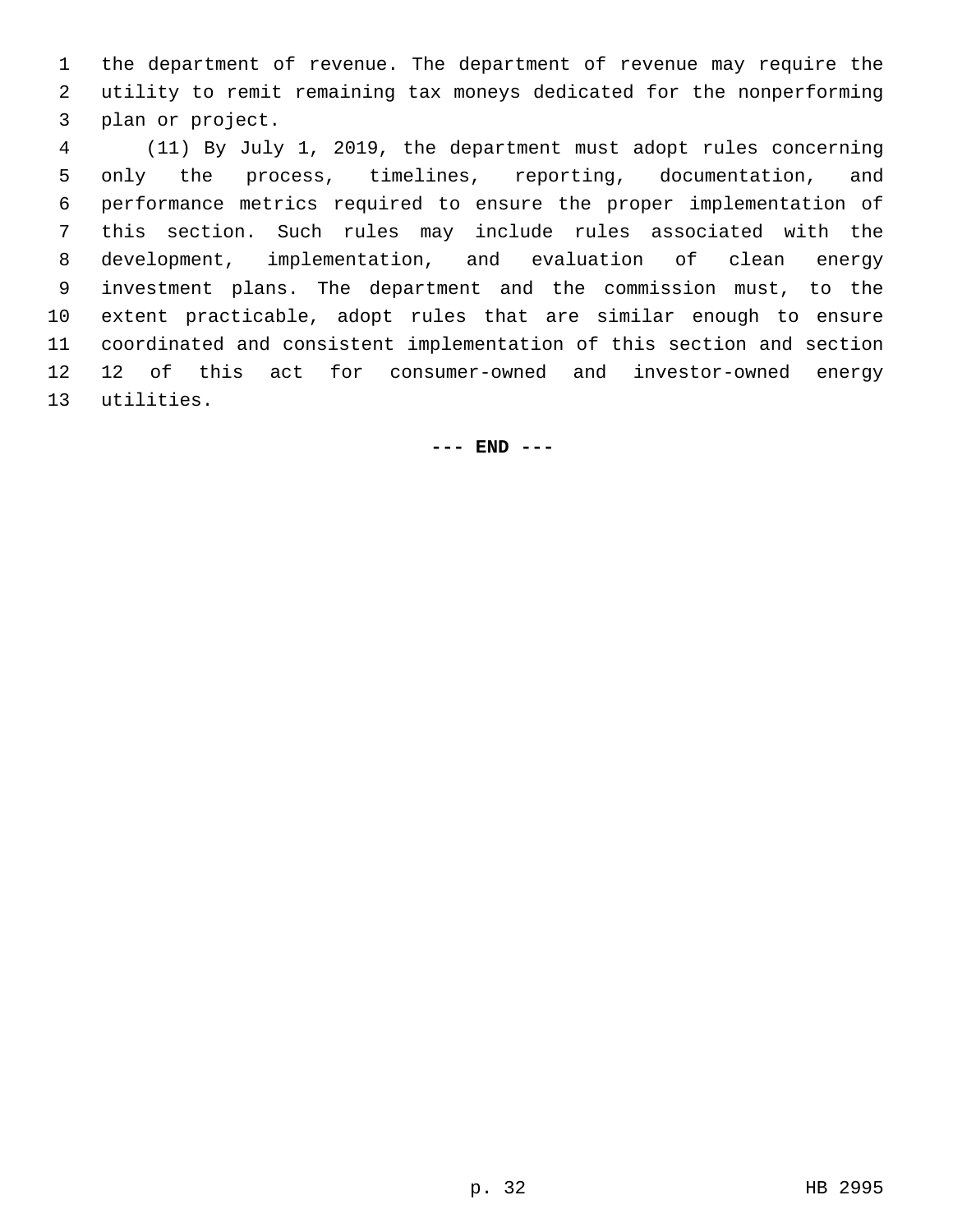the department of revenue. The department of revenue may require the utility to remit remaining tax moneys dedicated for the nonperforming plan or project.

(11) By July 1, 2019, the department must adopt rules concerning only the process, timelines, reporting, documentation, and performance metrics required to ensure the proper implementation of this section. Such rules may include rules associated with the development, implementation, and evaluation of clean energy investment plans. The department and the commission must, to the extent practicable, adopt rules that are similar enough to ensure coordinated and consistent implementation of this section and section 12 of this act for consumer-owned and investor-owned energy utilities.

**--- END ---**